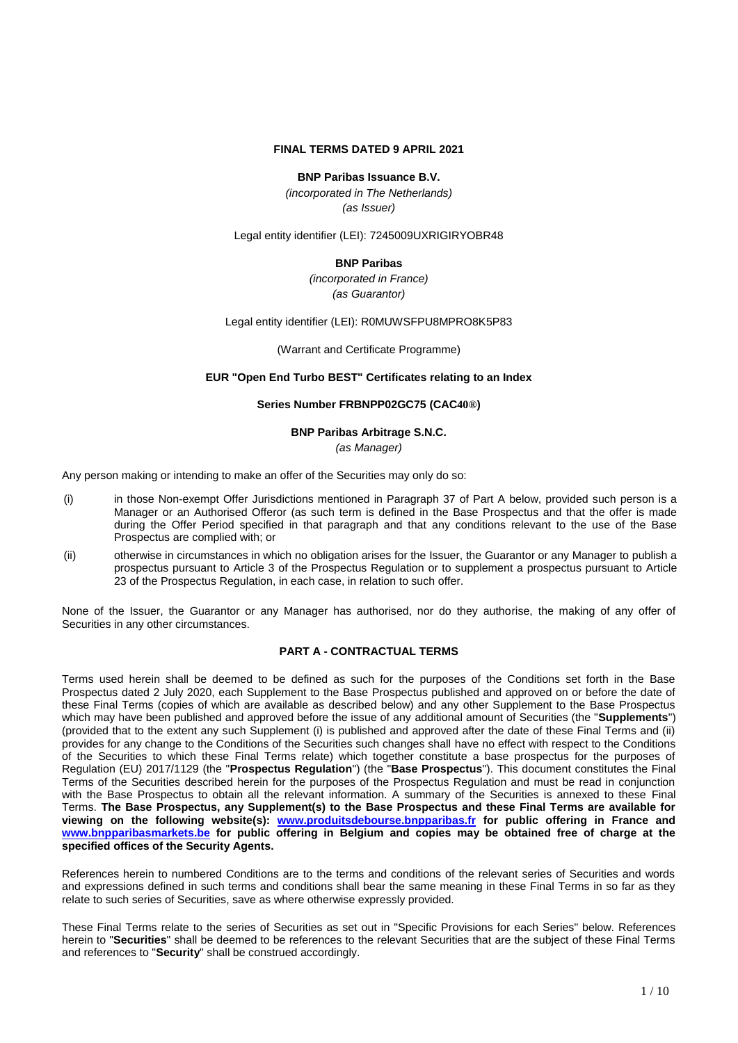**FINAL TERMS DATED 9 APRIL 2021**

**BNP Paribas Issuance B.V.**

*(incorporated in The Netherlands)*
*(as Issuer)*

Legal entity identifier (LEI): 7245009UXRIGIRYOBR48

**BNP Paribas**

*(incorporated in France)*
*(as Guarantor)*

Legal entity identifier (LEI): R0MUWSFPU8MPRO8K5P83

(Warrant and Certificate Programme)

**EUR "Open End Turbo BEST" Certificates relating to an Index**

**Series Number FRBNPP02GC75 (CAC40®)**

**BNP Paribas Arbitrage S.N.C.**

*(as Manager)*

Any person making or intending to make an offer of the Securities may only do so:

(i) in those Non-exempt Offer Jurisdictions mentioned in Paragraph 37 of Part A below, provided such person is a Manager or an Authorised Offeror (as such term is defined in the Base Prospectus and that the offer is made during the Offer Period specified in that paragraph and that any conditions relevant to the use of the Base Prospectus are complied with; or

(ii) otherwise in circumstances in which no obligation arises for the Issuer, the Guarantor or any Manager to publish a prospectus pursuant to Article 3 of the Prospectus Regulation or to supplement a prospectus pursuant to Article 23 of the Prospectus Regulation, in each case, in relation to such offer.

None of the Issuer, the Guarantor or any Manager has authorised, nor do they authorise, the making of any offer of Securities in any other circumstances.

## PART A - CONTRACTUAL TERMS

Terms used herein shall be deemed to be defined as such for the purposes of the Conditions set forth in the Base Prospectus dated 2 July 2020, each Supplement to the Base Prospectus published and approved on or before the date of these Final Terms (copies of which are available as described below) and any other Supplement to the Base Prospectus which may have been published and approved before the issue of any additional amount of Securities (the "**Supplements**") (provided that to the extent any such Supplement (i) is published and approved after the date of these Final Terms and (ii) provides for any change to the Conditions of the Securities such changes shall have no effect with respect to the Conditions of the Securities to which these Final Terms relate) which together constitute a base prospectus for the purposes of Regulation (EU) 2017/1129 (the "**Prospectus Regulation**") (the "**Base Prospectus**"). This document constitutes the Final Terms of the Securities described herein for the purposes of the Prospectus Regulation and must be read in conjunction with the Base Prospectus to obtain all the relevant information. A summary of the Securities is annexed to these Final Terms. **The Base Prospectus, any Supplement(s) to the Base Prospectus and these Final Terms are available for viewing on the following website(s): www.produitsdebourse.bnpparibas.fr for public offering in France and www.bnpparibasmarkets.be for public offering in Belgium and copies may be obtained free of charge at the specified offices of the Security Agents.**

References herein to numbered Conditions are to the terms and conditions of the relevant series of Securities and words and expressions defined in such terms and conditions shall bear the same meaning in these Final Terms in so far as they relate to such series of Securities, save as where otherwise expressly provided.

These Final Terms relate to the series of Securities as set out in "Specific Provisions for each Series" below. References herein to "**Securities**" shall be deemed to be references to the relevant Securities that are the subject of these Final Terms and references to "**Security**" shall be construed accordingly.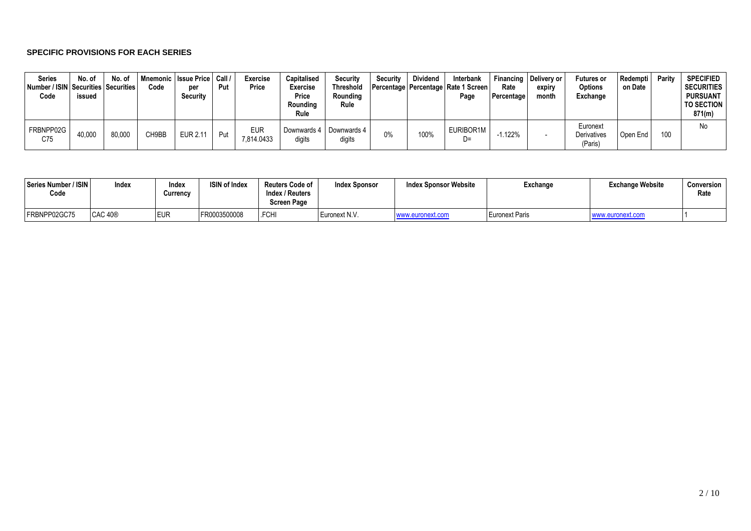### SPECIFIC PROVISIONS FOR EACH SERIES

| Series Number / ISIN Code | No. of Securities issued | No. of Securities | Mnemonic Code | Issue Price per Security | Call / Put | Exercise Price | Capitalised Exercise Price Rounding Rule | Security Threshold Rounding Rule | Security Percentage | Dividend Percentage | Interbank Rate 1 Screen Page | Financing Rate Percentage | Delivery or expiry month | Futures or Options Exchange | Redemption Date | Parity | SPECIFIED SECURITIES PURSUANT TO SECTION 871(m) |
|---|---|---|---|---|---|---|---|---|---|---|---|---|---|---|---|---|---|
| FRBNPP02GC75 | 40,000 | 80,000 | CH9BB | EUR 2.11 | Put | EUR 7,814.0433 | Downwards 4 digits | Downwards 4 digits | 0% | 100% | EURIBOR1MD= | -1.122% | - | Euronext Derivatives (Paris) | Open End | 100 | No |

| Series Number / ISIN Code | Index | Index Currency | ISIN of Index | Reuters Code of Index / Reuters Screen Page | Index Sponsor | Index Sponsor Website | Exchange | Exchange Website | Conversion Rate |
|---|---|---|---|---|---|---|---|---|---|
| FRBNPP02GC75 | CAC 40® | EUR | FR0003500008 | .FCHI | Euronext N.V. | www.euronext.com | Euronext Paris | www.euronext.com | 1 |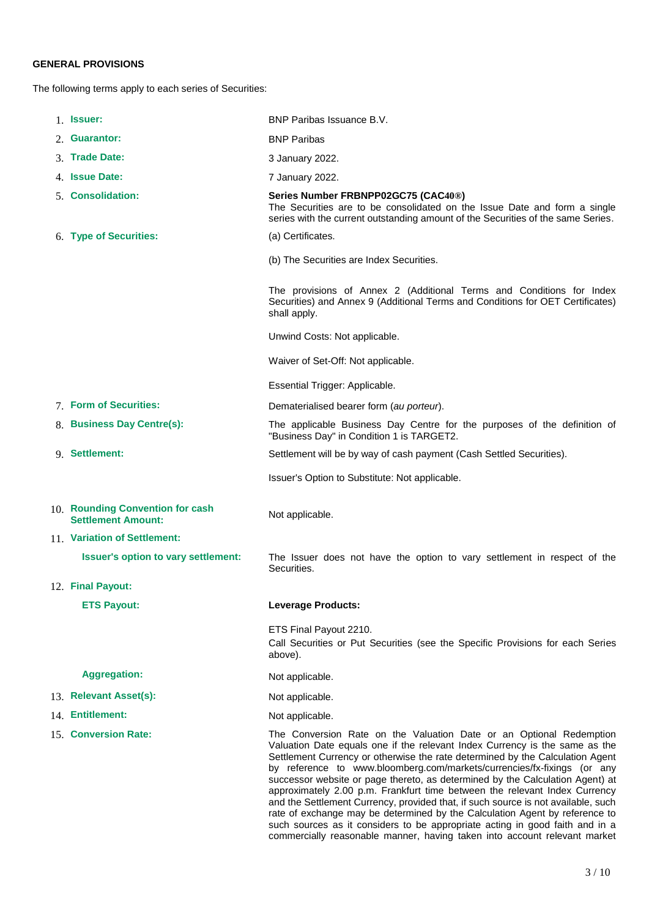**GENERAL PROVISIONS**

The following terms apply to each series of Securities:

| | |
|---|---|
| 1. **Issuer:** | BNP Paribas Issuance B.V. |
| 2. **Guarantor:** | BNP Paribas |
| 3. **Trade Date:** | 3 January 2022. |
| 4. **Issue Date:** | 7 January 2022. |
| 5. **Consolidation:** | **Series Number FRBNPP02GC75 (CAC40®)**<br>The Securities are to be consolidated on the Issue Date and form a single series with the current outstanding amount of the Securities of the same Series. |
| 6. **Type of Securities:** | (a) Certificates.<br><br>(b) The Securities are Index Securities.<br><br>The provisions of Annex 2 (Additional Terms and Conditions for Index Securities) and Annex 9 (Additional Terms and Conditions for OET Certificates) shall apply.<br><br>Unwind Costs: Not applicable.<br><br>Waiver of Set-Off: Not applicable.<br><br>Essential Trigger: Applicable. |
| 7. **Form of Securities:** | Dematerialised bearer form (*au porteur*). |
| 8. **Business Day Centre(s):** | The applicable Business Day Centre for the purposes of the definition of "Business Day" in Condition 1 is TARGET2. |
| 9. **Settlement:** | Settlement will be by way of cash payment (Cash Settled Securities).<br><br>Issuer's Option to Substitute: Not applicable. |
| 10. **Rounding Convention for cash Settlement Amount:** | Not applicable. |
| 11. **Variation of Settlement:** | |
| **Issuer's option to vary settlement:** | The Issuer does not have the option to vary settlement in respect of the Securities. |
| 12. **Final Payout:** | |
| **ETS Payout:** | **Leverage Products:**<br><br>ETS Final Payout 2210.<br>Call Securities or Put Securities (see the Specific Provisions for each Series above). |
| **Aggregation:** | Not applicable. |
| 13. **Relevant Asset(s):** | Not applicable. |
| 14. **Entitlement:** | Not applicable. |
| 15. **Conversion Rate:** | The Conversion Rate on the Valuation Date or an Optional Redemption Valuation Date equals one if the relevant Index Currency is the same as the Settlement Currency or otherwise the rate determined by the Calculation Agent by reference to www.bloomberg.com/markets/currencies/fx-fixings (or any successor website or page thereto, as determined by the Calculation Agent) at approximately 2.00 p.m. Frankfurt time between the relevant Index Currency and the Settlement Currency, provided that, if such source is not available, such rate of exchange may be determined by the Calculation Agent by reference to such sources as it considers to be appropriate acting in good faith and in a commercially reasonable manner, having taken into account relevant market |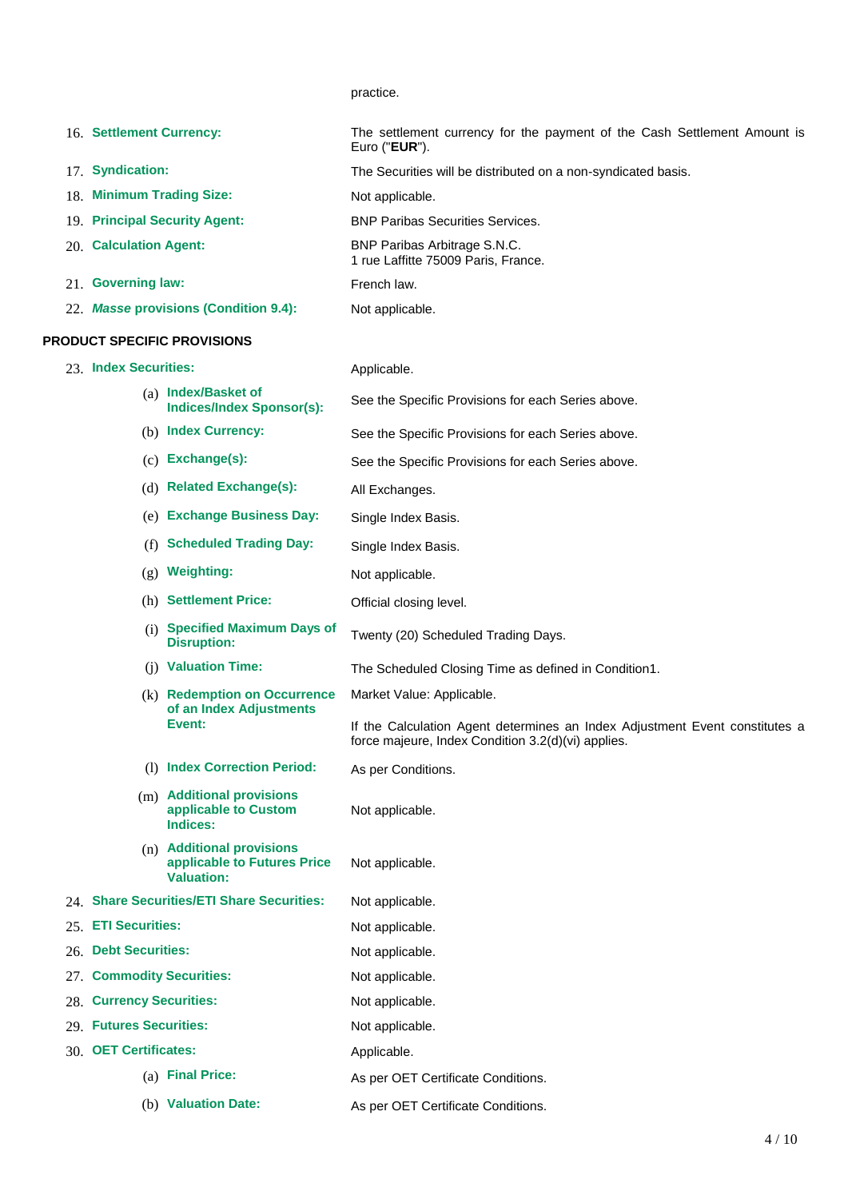practice.

| | |
|---|---|
| 16. **Settlement Currency:** | The settlement currency for the payment of the Cash Settlement Amount is Euro ("**EUR**"). |
| 17. **Syndication:** | The Securities will be distributed on a non-syndicated basis. |
| 18. **Minimum Trading Size:** | Not applicable. |
| 19. **Principal Security Agent:** | BNP Paribas Securities Services. |
| 20. **Calculation Agent:** | BNP Paribas Arbitrage S.N.C.<br>1 rue Laffitte 75009 Paris, France. |
| 21. **Governing law:** | French law. |
| 22. ***Masse* provisions (Condition 9.4):** | Not applicable. |

**PRODUCT SPECIFIC PROVISIONS**

| | |
|---|---|
| 23. **Index Securities:** | Applicable. |
| (a) **Index/Basket of Indices/Index Sponsor(s):** | See the Specific Provisions for each Series above. |
| (b) **Index Currency:** | See the Specific Provisions for each Series above. |
| (c) **Exchange(s):** | See the Specific Provisions for each Series above. |
| (d) **Related Exchange(s):** | All Exchanges. |
| (e) **Exchange Business Day:** | Single Index Basis. |
| (f) **Scheduled Trading Day:** | Single Index Basis. |
| (g) **Weighting:** | Not applicable. |
| (h) **Settlement Price:** | Official closing level. |
| (i) **Specified Maximum Days of Disruption:** | Twenty (20) Scheduled Trading Days. |
| (j) **Valuation Time:** | The Scheduled Closing Time as defined in Condition1. |
| (k) **Redemption on Occurrence of an Index Adjustments Event:** | Market Value: Applicable.<br><br>If the Calculation Agent determines an Index Adjustment Event constitutes a force majeure, Index Condition 3.2(d)(vi) applies. |
| (l) **Index Correction Period:** | As per Conditions. |
| (m) **Additional provisions applicable to Custom Indices:** | Not applicable. |
| (n) **Additional provisions applicable to Futures Price Valuation:** | Not applicable. |
| 24. **Share Securities/ETI Share Securities:** | Not applicable. |
| 25. **ETI Securities:** | Not applicable. |
| 26. **Debt Securities:** | Not applicable. |
| 27. **Commodity Securities:** | Not applicable. |
| 28. **Currency Securities:** | Not applicable. |
| 29. **Futures Securities:** | Not applicable. |
| 30. **OET Certificates:** | Applicable. |
| (a) **Final Price:** | As per OET Certificate Conditions. |
| (b) **Valuation Date:** | As per OET Certificate Conditions. |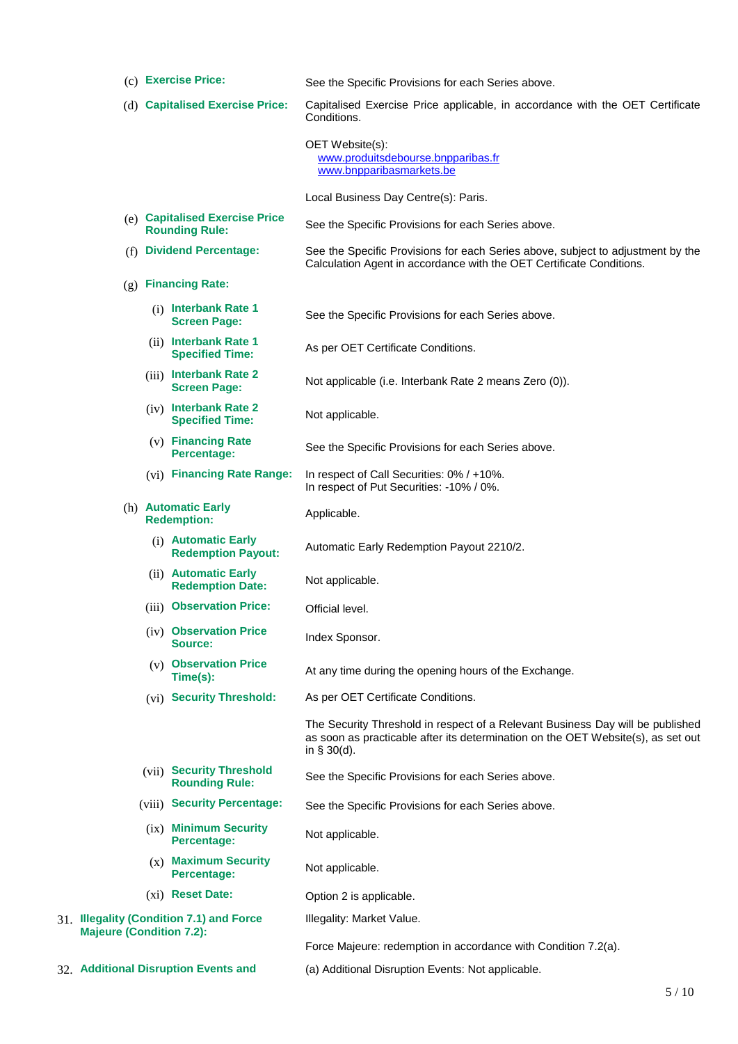(c) **Exercise Price:** See the Specific Provisions for each Series above.

(d) **Capitalised Exercise Price:** Capitalised Exercise Price applicable, in accordance with the OET Certificate Conditions.

OET Website(s):
www.produitsdebourse.bnpparibas.fr
www.bnpparibasmarkets.be

Local Business Day Centre(s): Paris.

(e) **Capitalised Exercise Price Rounding Rule:** See the Specific Provisions for each Series above.

(f) **Dividend Percentage:** See the Specific Provisions for each Series above, subject to adjustment by the Calculation Agent in accordance with the OET Certificate Conditions.

(g) **Financing Rate:**

(i) **Interbank Rate 1 Screen Page:** See the Specific Provisions for each Series above.

(ii) **Interbank Rate 1 Specified Time:** As per OET Certificate Conditions.

(iii) **Interbank Rate 2 Screen Page:** Not applicable (i.e. Interbank Rate 2 means Zero (0)).

(iv) **Interbank Rate 2 Specified Time:** Not applicable.

(v) **Financing Rate Percentage:** See the Specific Provisions for each Series above.

(vi) **Financing Rate Range:** In respect of Call Securities: 0% / +10%.
In respect of Put Securities: -10% / 0%.

(h) **Automatic Early Redemption:** Applicable.

(i) **Automatic Early Redemption Payout:** Automatic Early Redemption Payout 2210/2.

(ii) **Automatic Early Redemption Date:** Not applicable.

(iii) **Observation Price:** Official level.

(iv) **Observation Price Source:** Index Sponsor.

(v) **Observation Price Time(s):** At any time during the opening hours of the Exchange.

(vi) **Security Threshold:** As per OET Certificate Conditions.

The Security Threshold in respect of a Relevant Business Day will be published as soon as practicable after its determination on the OET Website(s), as set out in § 30(d).

(vii) **Security Threshold Rounding Rule:** See the Specific Provisions for each Series above.

(viii) **Security Percentage:** See the Specific Provisions for each Series above.

(ix) **Minimum Security Percentage:** Not applicable.

(x) **Maximum Security Percentage:** Not applicable.

(xi) **Reset Date:** Option 2 is applicable.

31. **Illegality (Condition 7.1) and Force Majeure (Condition 7.2):** Illegality: Market Value.

Force Majeure: redemption in accordance with Condition 7.2(a).

32. **Additional Disruption Events and** (a) Additional Disruption Events: Not applicable.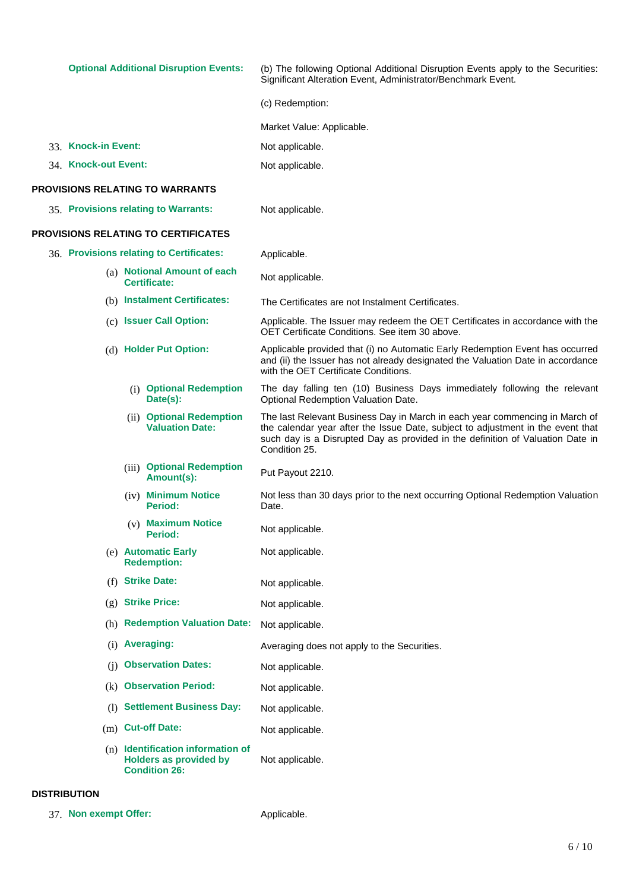| | |
|---|---|
| **Optional Additional Disruption Events:** | (b) The following Optional Additional Disruption Events apply to the Securities: Significant Alteration Event, Administrator/Benchmark Event. |
| | (c) Redemption: |
| | Market Value: Applicable. |
| 33. **Knock-in Event:** | Not applicable. |
| 34. **Knock-out Event:** | Not applicable. |

**PROVISIONS RELATING TO WARRANTS**

| | |
|---|---|
| 35. **Provisions relating to Warrants:** | Not applicable. |

**PROVISIONS RELATING TO CERTIFICATES**

| | |
|---|---|
| 36. **Provisions relating to Certificates:** | Applicable. |
| (a) **Notional Amount of each Certificate:** | Not applicable. |
| (b) **Instalment Certificates:** | The Certificates are not Instalment Certificates. |
| (c) **Issuer Call Option:** | Applicable. The Issuer may redeem the OET Certificates in accordance with the OET Certificate Conditions. See item 30 above. |
| (d) **Holder Put Option:** | Applicable provided that (i) no Automatic Early Redemption Event has occurred and (ii) the Issuer has not already designated the Valuation Date in accordance with the OET Certificate Conditions. |
| (i) **Optional Redemption Date(s):** | The day falling ten (10) Business Days immediately following the relevant Optional Redemption Valuation Date. |
| (ii) **Optional Redemption Valuation Date:** | The last Relevant Business Day in March in each year commencing in March of the calendar year after the Issue Date, subject to adjustment in the event that such day is a Disrupted Day as provided in the definition of Valuation Date in Condition 25. |
| (iii) **Optional Redemption Amount(s):** | Put Payout 2210. |
| (iv) **Minimum Notice Period:** | Not less than 30 days prior to the next occurring Optional Redemption Valuation Date. |
| (v) **Maximum Notice Period:** | Not applicable. |
| (e) **Automatic Early Redemption:** | Not applicable. |
| (f) **Strike Date:** | Not applicable. |
| (g) **Strike Price:** | Not applicable. |
| (h) **Redemption Valuation Date:** | Not applicable. |
| (i) **Averaging:** | Averaging does not apply to the Securities. |
| (j) **Observation Dates:** | Not applicable. |
| (k) **Observation Period:** | Not applicable. |
| (l) **Settlement Business Day:** | Not applicable. |
| (m) **Cut-off Date:** | Not applicable. |
| (n) **Identification information of Holders as provided by Condition 26:** | Not applicable. |

**DISTRIBUTION**

| | |
|---|---|
| 37. **Non exempt Offer:** | Applicable. |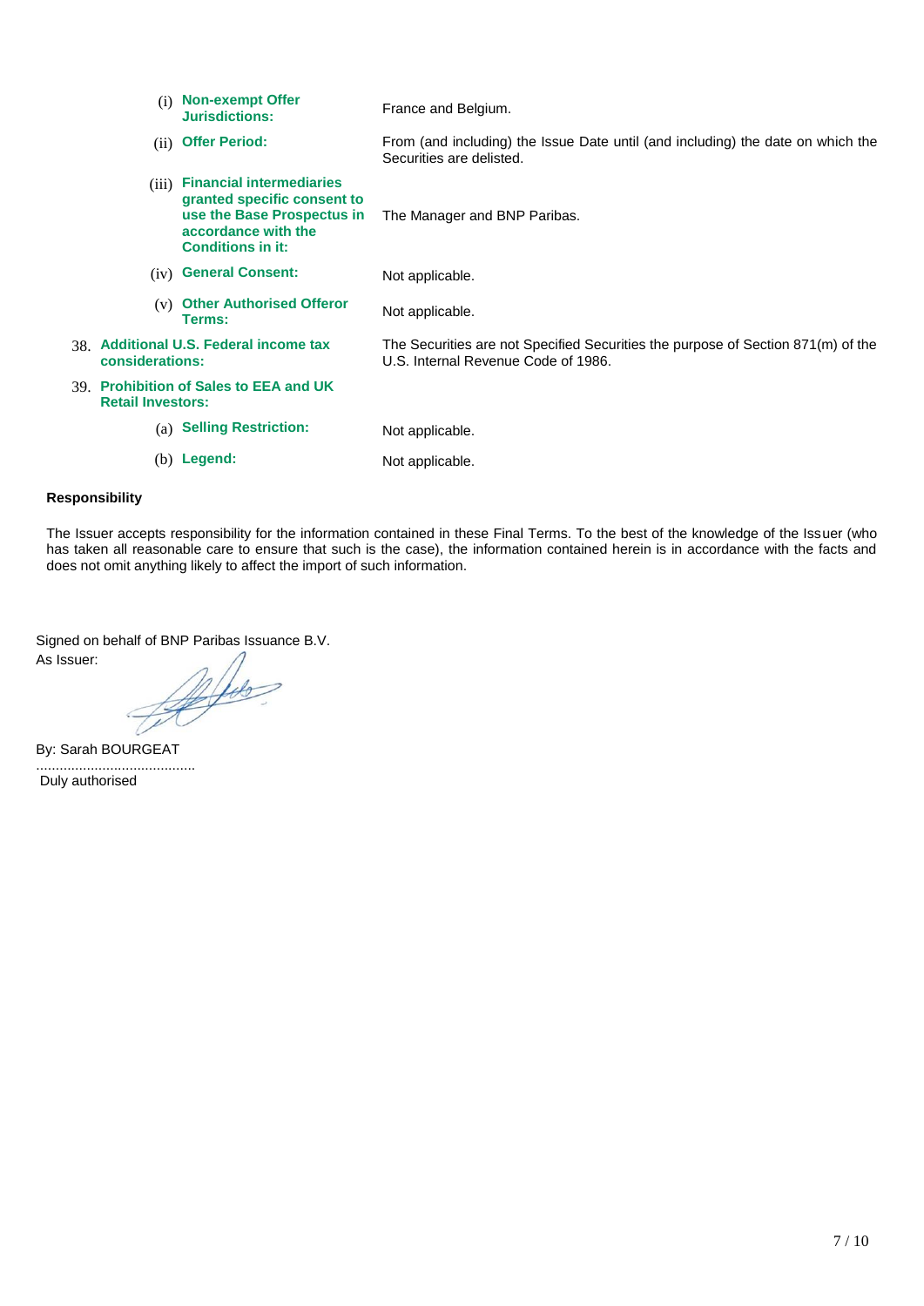| | |
|---|---|
| (i) **Non-exempt Offer Jurisdictions:** | France and Belgium. |
| (ii) **Offer Period:** | From (and including) the Issue Date until (and including) the date on which the Securities are delisted. |
| (iii) **Financial intermediaries granted specific consent to use the Base Prospectus in accordance with the Conditions in it:** | The Manager and BNP Paribas. |
| (iv) **General Consent:** | Not applicable. |
| (v) **Other Authorised Offeror Terms:** | Not applicable. |
| 38. **Additional U.S. Federal income tax considerations:** | The Securities are not Specified Securities the purpose of Section 871(m) of the U.S. Internal Revenue Code of 1986. |
| 39. **Prohibition of Sales to EEA and UK Retail Investors:** | |
| (a) **Selling Restriction:** | Not applicable. |
| (b) **Legend:** | Not applicable. |

**Responsibility**

The Issuer accepts responsibility for the information contained in these Final Terms. To the best of the knowledge of the Issuer (who has taken all reasonable care to ensure that such is the case), the information contained herein is in accordance with the facts and does not omit anything likely to affect the import of such information.

Signed on behalf of BNP Paribas Issuance B.V.
As Issuer:

By: Sarah BOURGEAT
.........................................
Duly authorised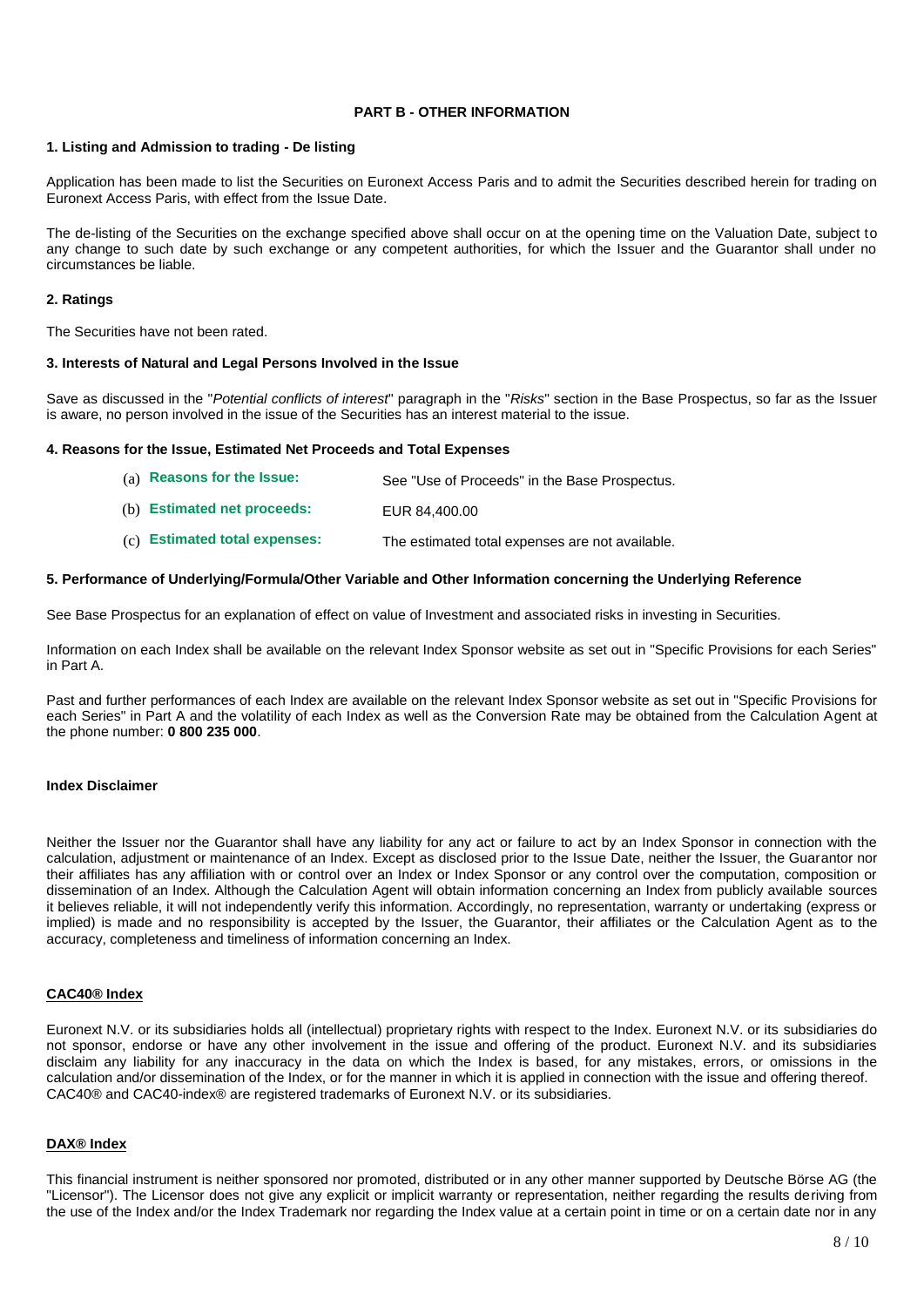## PART B - OTHER INFORMATION

### 1. Listing and Admission to trading - De listing

Application has been made to list the Securities on Euronext Access Paris and to admit the Securities described herein for trading on Euronext Access Paris, with effect from the Issue Date.

The de-listing of the Securities on the exchange specified above shall occur on at the opening time on the Valuation Date, subject to any change to such date by such exchange or any competent authorities, for which the Issuer and the Guarantor shall under no circumstances be liable.

### 2. Ratings

The Securities have not been rated.

### 3. Interests of Natural and Legal Persons Involved in the Issue

Save as discussed in the "*Potential conflicts of interest*" paragraph in the "*Risks*" section in the Base Prospectus, so far as the Issuer is aware, no person involved in the issue of the Securities has an interest material to the issue.

### 4. Reasons for the Issue, Estimated Net Proceeds and Total Expenses

| | |
|---|---|
| (a) **Reasons for the Issue:** | See "Use of Proceeds" in the Base Prospectus. |
| (b) **Estimated net proceeds:** | EUR 84,400.00 |
| (c) **Estimated total expenses:** | The estimated total expenses are not available. |

### 5. Performance of Underlying/Formula/Other Variable and Other Information concerning the Underlying Reference

See Base Prospectus for an explanation of effect on value of Investment and associated risks in investing in Securities.

Information on each Index shall be available on the relevant Index Sponsor website as set out in "Specific Provisions for each Series" in Part A.

Past and further performances of each Index are available on the relevant Index Sponsor website as set out in "Specific Provisions for each Series" in Part A and the volatility of each Index as well as the Conversion Rate may be obtained from the Calculation Agent at the phone number: **0 800 235 000**.

**Index Disclaimer**

Neither the Issuer nor the Guarantor shall have any liability for any act or failure to act by an Index Sponsor in connection with the calculation, adjustment or maintenance of an Index. Except as disclosed prior to the Issue Date, neither the Issuer, the Guarantor nor their affiliates has any affiliation with or control over an Index or Index Sponsor or any control over the computation, composition or dissemination of an Index. Although the Calculation Agent will obtain information concerning an Index from publicly available sources it believes reliable, it will not independently verify this information. Accordingly, no representation, warranty or undertaking (express or implied) is made and no responsibility is accepted by the Issuer, the Guarantor, their affiliates or the Calculation Agent as to the accuracy, completeness and timeliness of information concerning an Index.

**CAC40® Index**

Euronext N.V. or its subsidiaries holds all (intellectual) proprietary rights with respect to the Index. Euronext N.V. or its subsidiaries do not sponsor, endorse or have any other involvement in the issue and offering of the product. Euronext N.V. and its subsidiaries disclaim any liability for any inaccuracy in the data on which the Index is based, for any mistakes, errors, or omissions in the calculation and/or dissemination of the Index, or for the manner in which it is applied in connection with the issue and offering thereof. CAC40® and CAC40-index® are registered trademarks of Euronext N.V. or its subsidiaries.

**DAX® Index**

This financial instrument is neither sponsored nor promoted, distributed or in any other manner supported by Deutsche Börse AG (the "Licensor"). The Licensor does not give any explicit or implicit warranty or representation, neither regarding the results deriving from the use of the Index and/or the Index Trademark nor regarding the Index value at a certain point in time or on a certain date nor in any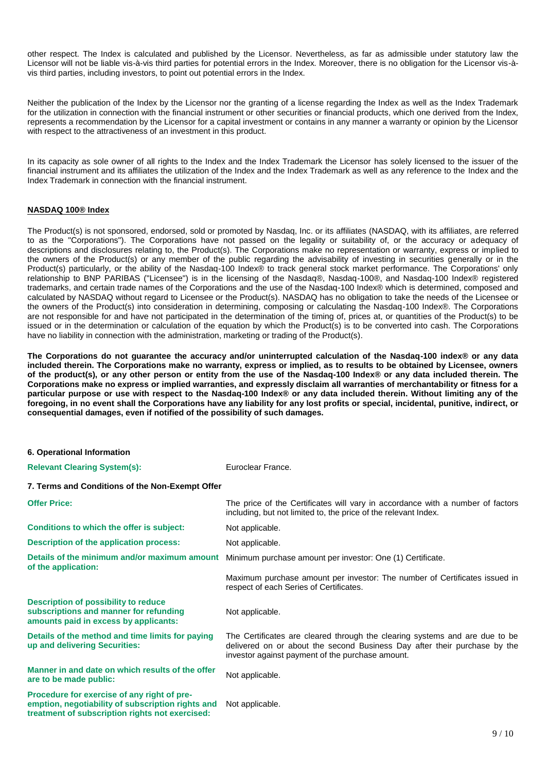other respect. The Index is calculated and published by the Licensor. Nevertheless, as far as admissible under statutory law the Licensor will not be liable vis-à-vis third parties for potential errors in the Index. Moreover, there is no obligation for the Licensor vis-à-vis third parties, including investors, to point out potential errors in the Index.

Neither the publication of the Index by the Licensor nor the granting of a license regarding the Index as well as the Index Trademark for the utilization in connection with the financial instrument or other securities or financial products, which one derived from the Index, represents a recommendation by the Licensor for a capital investment or contains in any manner a warranty or opinion by the Licensor with respect to the attractiveness of an investment in this product.

In its capacity as sole owner of all rights to the Index and the Index Trademark the Licensor has solely licensed to the issuer of the financial instrument and its affiliates the utilization of the Index and the Index Trademark as well as any reference to the Index and the Index Trademark in connection with the financial instrument.

**NASDAQ 100® Index**

The Product(s) is not sponsored, endorsed, sold or promoted by Nasdaq, Inc. or its affiliates (NASDAQ, with its affiliates, are referred to as the "Corporations"). The Corporations have not passed on the legality or suitability of, or the accuracy or adequacy of descriptions and disclosures relating to, the Product(s). The Corporations make no representation or warranty, express or implied to the owners of the Product(s) or any member of the public regarding the advisability of investing in securities generally or in the Product(s) particularly, or the ability of the Nasdaq-100 Index® to track general stock market performance. The Corporations' only relationship to BNP PARIBAS ("Licensee") is in the licensing of the Nasdaq®, Nasdaq-100®, and Nasdaq-100 Index® registered trademarks, and certain trade names of the Corporations and the use of the Nasdaq-100 Index® which is determined, composed and calculated by NASDAQ without regard to Licensee or the Product(s). NASDAQ has no obligation to take the needs of the Licensee or the owners of the Product(s) into consideration in determining, composing or calculating the Nasdaq-100 Index®. The Corporations are not responsible for and have not participated in the determination of the timing of, prices at, or quantities of the Product(s) to be issued or in the determination or calculation of the equation by which the Product(s) is to be converted into cash. The Corporations have no liability in connection with the administration, marketing or trading of the Product(s).

**The Corporations do not guarantee the accuracy and/or uninterrupted calculation of the Nasdaq-100 index® or any data included therein. The Corporations make no warranty, express or implied, as to results to be obtained by Licensee, owners of the product(s), or any other person or entity from the use of the Nasdaq-100 Index® or any data included therein. The Corporations make no express or implied warranties, and expressly disclaim all warranties of merchantability or fitness for a particular purpose or use with respect to the Nasdaq-100 Index® or any data included therein. Without limiting any of the foregoing, in no event shall the Corporations have any liability for any lost profits or special, incidental, punitive, indirect, or consequential damages, even if notified of the possibility of such damages.**

**6. Operational Information**

| | |
|---|---|
| **Relevant Clearing System(s):** | Euroclear France. |

**7. Terms and Conditions of the Non-Exempt Offer**

| | |
|---|---|
| **Offer Price:** | The price of the Certificates will vary in accordance with a number of factors including, but not limited to, the price of the relevant Index. |
| **Conditions to which the offer is subject:** | Not applicable. |
| **Description of the application process:** | Not applicable. |
| **Details of the minimum and/or maximum amount of the application:** | Minimum purchase amount per investor: One (1) Certificate.<br><br>Maximum purchase amount per investor: The number of Certificates issued in respect of each Series of Certificates. |
| **Description of possibility to reduce subscriptions and manner for refunding amounts paid in excess by applicants:** | Not applicable. |
| **Details of the method and time limits for paying up and delivering Securities:** | The Certificates are cleared through the clearing systems and are due to be delivered on or about the second Business Day after their purchase by the investor against payment of the purchase amount. |
| **Manner in and date on which results of the offer are to be made public:** | Not applicable. |
| **Procedure for exercise of any right of pre-emption, negotiability of subscription rights and treatment of subscription rights not exercised:** | Not applicable. |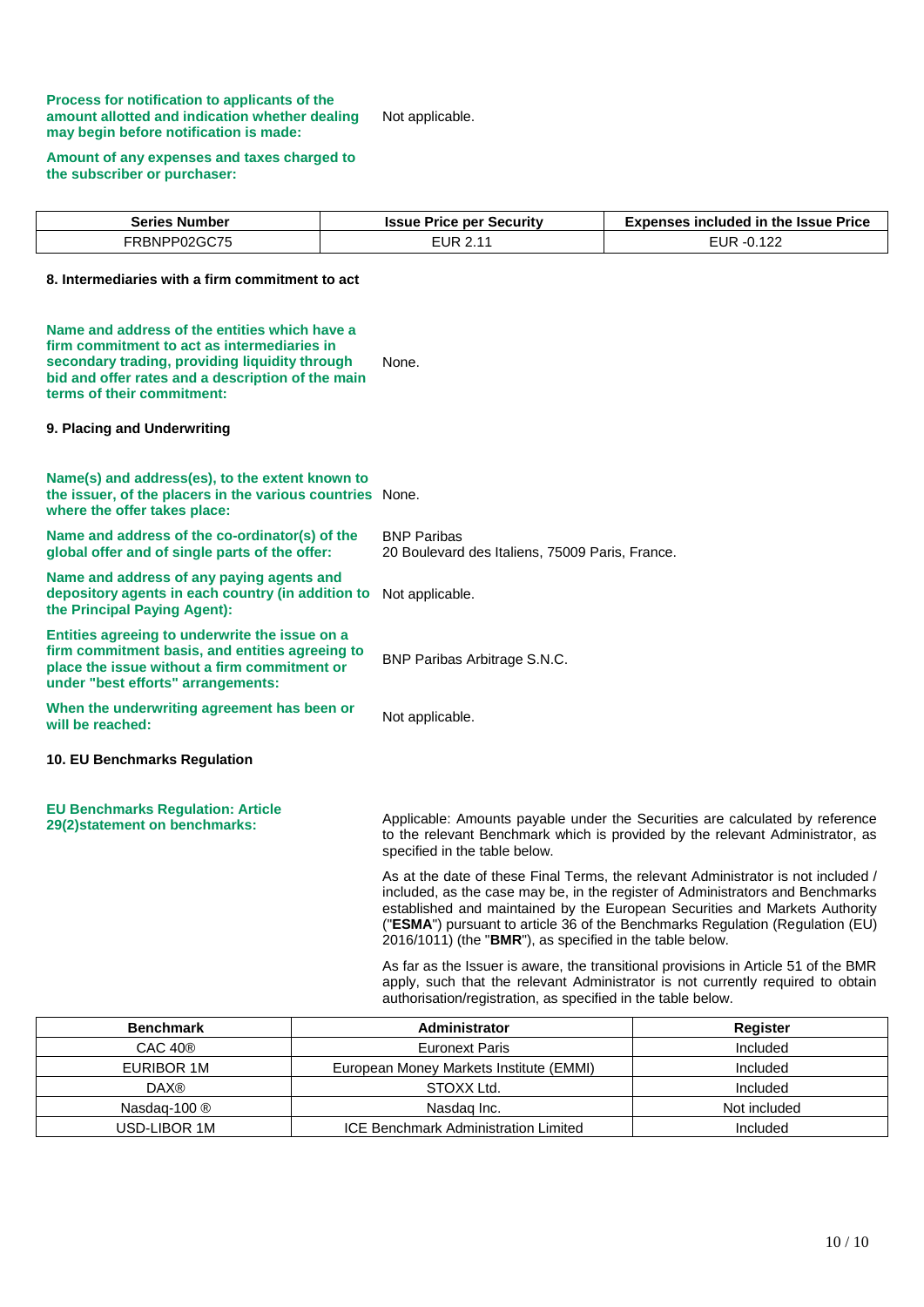**Process for notification to applicants of the amount allotted and indication whether dealing may begin before notification is made:** Not applicable.

**Amount of any expenses and taxes charged to the subscriber or purchaser:**

| Series Number | Issue Price per Security | Expenses included in the Issue Price |
|---|---|---|
| FRBNPP02GC75 | EUR 2.11 | EUR -0.122 |

### 8. Intermediaries with a firm commitment to act

**Name and address of the entities which have a firm commitment to act as intermediaries in secondary trading, providing liquidity through bid and offer rates and a description of the main terms of their commitment:** None.

### 9. Placing and Underwriting

**Name(s) and address(es), to the extent known to the issuer, of the placers in the various countries where the offer takes place:** None.

**Name and address of the co-ordinator(s) of the global offer and of single parts of the offer:** BNP Paribas
20 Boulevard des Italiens, 75009 Paris, France.

**Name and address of any paying agents and depository agents in each country (in addition to the Principal Paying Agent):** Not applicable.

**Entities agreeing to underwrite the issue on a firm commitment basis, and entities agreeing to place the issue without a firm commitment or under "best efforts" arrangements:** BNP Paribas Arbitrage S.N.C.

**When the underwriting agreement has been or will be reached:** Not applicable.

### 10. EU Benchmarks Regulation

**EU Benchmarks Regulation: Article 29(2)statement on benchmarks:**

Applicable: Amounts payable under the Securities are calculated by reference to the relevant Benchmark which is provided by the relevant Administrator, as specified in the table below.

As at the date of these Final Terms, the relevant Administrator is not included / included, as the case may be, in the register of Administrators and Benchmarks established and maintained by the European Securities and Markets Authority ("**ESMA**") pursuant to article 36 of the Benchmarks Regulation (Regulation (EU) 2016/1011) (the "**BMR**"), as specified in the table below.

As far as the Issuer is aware, the transitional provisions in Article 51 of the BMR apply, such that the relevant Administrator is not currently required to obtain authorisation/registration, as specified in the table below.

| Benchmark | Administrator | Register |
|---|---|---|
| CAC 40® | Euronext Paris | Included |
| EURIBOR 1M | European Money Markets Institute (EMMI) | Included |
| DAX® | STOXX Ltd. | Included |
| Nasdaq-100 ® | Nasdaq Inc. | Not included |
| USD-LIBOR 1M | ICE Benchmark Administration Limited | Included |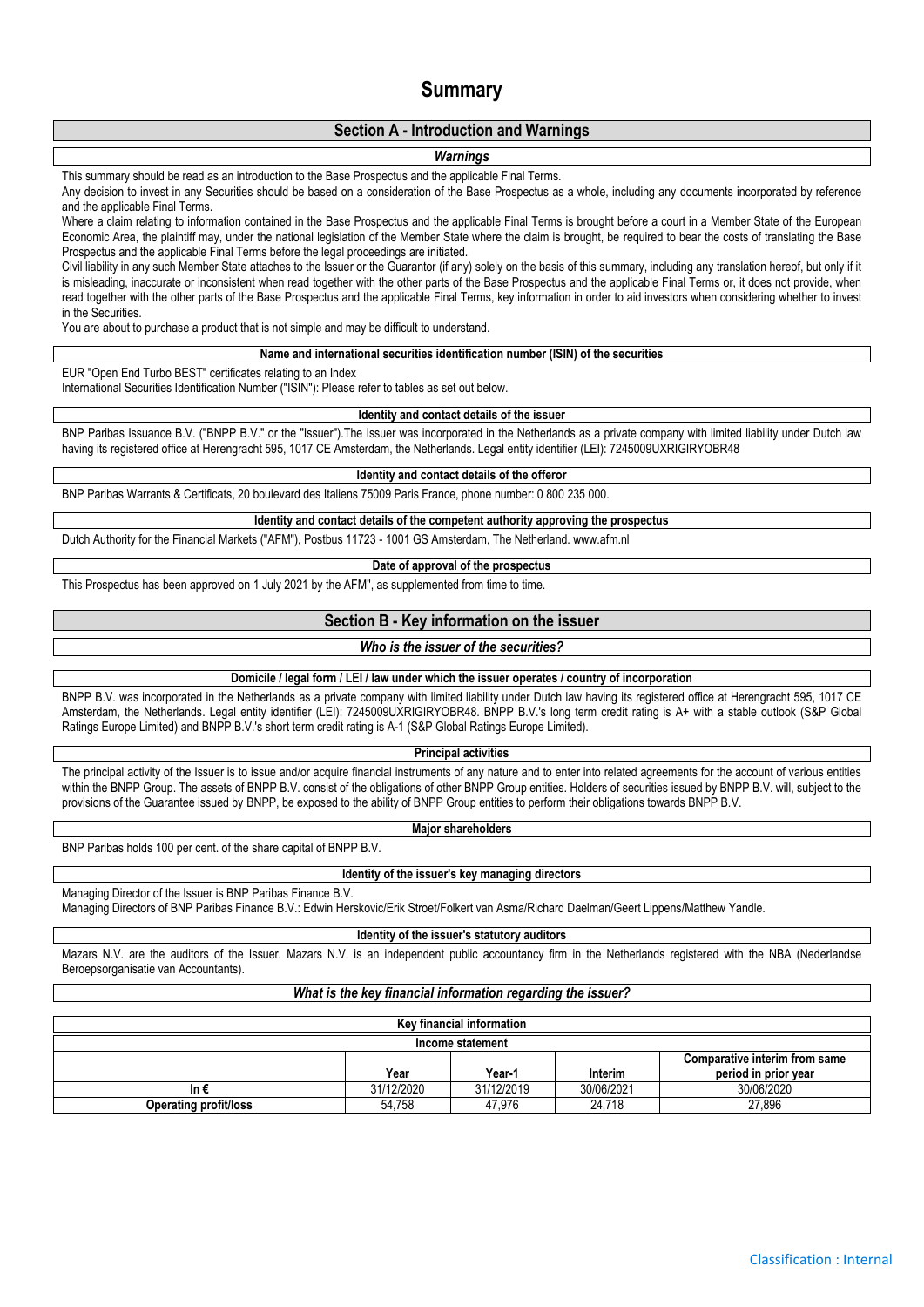# Summary

## Section A - Introduction and Warnings

### *Warnings*

This summary should be read as an introduction to the Base Prospectus and the applicable Final Terms.

Any decision to invest in any Securities should be based on a consideration of the Base Prospectus as a whole, including any documents incorporated by reference and the applicable Final Terms.

Where a claim relating to information contained in the Base Prospectus and the applicable Final Terms is brought before a court in a Member State of the European Economic Area, the plaintiff may, under the national legislation of the Member State where the claim is brought, be required to bear the costs of translating the Base Prospectus and the applicable Final Terms before the legal proceedings are initiated.

Civil liability in any such Member State attaches to the Issuer or the Guarantor (if any) solely on the basis of this summary, including any translation hereof, but only if it is misleading, inaccurate or inconsistent when read together with the other parts of the Base Prospectus and the applicable Final Terms or, it does not provide, when read together with the other parts of the Base Prospectus and the applicable Final Terms, key information in order to aid investors when considering whether to invest in the Securities.

You are about to purchase a product that is not simple and may be difficult to understand.

**Name and international securities identification number (ISIN) of the securities**

EUR "Open End Turbo BEST" certificates relating to an Index

International Securities Identification Number ("ISIN"): Please refer to tables as set out below.

**Identity and contact details of the issuer**

BNP Paribas Issuance B.V. ("BNPP B.V." or the "Issuer").The Issuer was incorporated in the Netherlands as a private company with limited liability under Dutch law having its registered office at Herengracht 595, 1017 CE Amsterdam, the Netherlands. Legal entity identifier (LEI): 7245009UXRIGIRYOBR48

**Identity and contact details of the offeror**

BNP Paribas Warrants & Certificats, 20 boulevard des Italiens 75009 Paris France, phone number: 0 800 235 000.

**Identity and contact details of the competent authority approving the prospectus**

Dutch Authority for the Financial Markets ("AFM"), Postbus 11723 - 1001 GS Amsterdam, The Netherland. www.afm.nl

**Date of approval of the prospectus**

This Prospectus has been approved on 1 July 2021 by the AFM", as supplemented from time to time.

## Section B - Key information on the issuer

### *Who is the issuer of the securities?*

**Domicile / legal form / LEI / law under which the issuer operates / country of incorporation**

BNPP B.V. was incorporated in the Netherlands as a private company with limited liability under Dutch law having its registered office at Herengracht 595, 1017 CE Amsterdam, the Netherlands. Legal entity identifier (LEI): 7245009UXRIGIRYOBR48. BNPP B.V.'s long term credit rating is A+ with a stable outlook (S&P Global Ratings Europe Limited) and BNPP B.V.'s short term credit rating is A-1 (S&P Global Ratings Europe Limited).

**Principal activities**

The principal activity of the Issuer is to issue and/or acquire financial instruments of any nature and to enter into related agreements for the account of various entities within the BNPP Group. The assets of BNPP B.V. consist of the obligations of other BNPP Group entities. Holders of securities issued by BNPP B.V. will, subject to the provisions of the Guarantee issued by BNPP, be exposed to the ability of BNPP Group entities to perform their obligations towards BNPP B.V.

**Major shareholders**

BNP Paribas holds 100 per cent. of the share capital of BNPP B.V.

**Identity of the issuer's key managing directors**

Managing Director of the Issuer is BNP Paribas Finance B.V.

Managing Directors of BNP Paribas Finance B.V.: Edwin Herskovic/Erik Stroet/Folkert van Asma/Richard Daelman/Geert Lippens/Matthew Yandle.

**Identity of the issuer's statutory auditors**

Mazars N.V. are the auditors of the Issuer. Mazars N.V. is an independent public accountancy firm in the Netherlands registered with the NBA (Nederlandse Beroepsorganisatie van Accountants).

### *What is the key financial information regarding the issuer?*

**Key financial information**

**Income statement**

| | Year | Year-1 | Interim | Comparative interim from same period in prior year |
|---|---|---|---|---|
| **In €** | 31/12/2020 | 31/12/2019 | 30/06/2021 | 30/06/2020 |
| **Operating profit/loss** | 54,758 | 47,976 | 24,718 | 27,896 |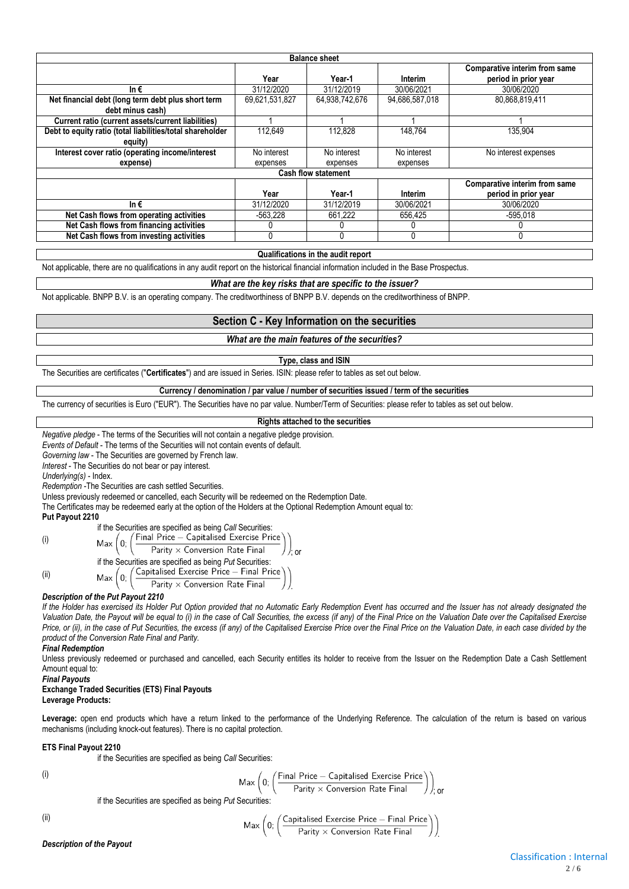| Balance sheet | | | | |
|---|---|---|---|---|
| | Year | Year-1 | Interim | Comparative interim from same period in prior year |
| In € | 31/12/2020 | 31/12/2019 | 30/06/2021 | 30/06/2020 |
| Net financial debt (long term debt plus short term debt minus cash) | 69,621,531,827 | 64,938,742,676 | 94,686,587,018 | 80,868,819,411 |
| Current ratio (current assets/current liabilities) | 1 | 1 | 1 | 1 |
| Debt to equity ratio (total liabilities/total shareholder equity) | 112,649 | 112,828 | 148,764 | 135,904 |
| Interest cover ratio (operating income/interest expense) | No interest expenses | No interest expenses | No interest expenses | No interest expenses |
| **Cash flow statement** | | | | |
| | Year | Year-1 | Interim | Comparative interim from same period in prior year |
| In € | 31/12/2020 | 31/12/2019 | 30/06/2021 | 30/06/2020 |
| Net Cash flows from operating activities | -563,228 | 661,222 | 656,425 | -595,018 |
| Net Cash flows from financing activities | 0 | 0 | 0 | 0 |
| Net Cash flows from investing activities | 0 | 0 | 0 | 0 |

**Qualifications in the audit report**

Not applicable, there are no qualifications in any audit report on the historical financial information included in the Base Prospectus.

***What are the key risks that are specific to the issuer?***

Not applicable. BNPP B.V. is an operating company. The creditworthiness of BNPP B.V. depends on the creditworthiness of BNPP.

## Section C - Key Information on the securities

***What are the main features of the securities?***

**Type, class and ISIN**

The Securities are certificates ("**Certificates**") and are issued in Series. ISIN: please refer to tables as set out below.

**Currency / denomination / par value / number of securities issued / term of the securities**

The currency of securities is Euro ("EUR"). The Securities have no par value. Number/Term of Securities: please refer to tables as set out below.

**Rights attached to the securities**

*Negative pledge* - The terms of the Securities will not contain a negative pledge provision.

*Events of Default* - The terms of the Securities will not contain events of default.

*Governing law* - The Securities are governed by French law.

*Interest* - The Securities do not bear or pay interest.

*Underlying(s)* - Index.

*Redemption* -The Securities are cash settled Securities.

Unless previously redeemed or cancelled, each Security will be redeemed on the Redemption Date.

The Certificates may be redeemed early at the option of the Holders at the Optional Redemption Amount equal to:

**Put Payout 2210**

(i) if the Securities are specified as being *Call* Securities:

$$\text{Max}\left(0;\left(\frac{\text{Final Price} - \text{Capitalised Exercise Price}}{\text{Parity} \times \text{Conversion Rate Final}}\right)\right);\text{ or}$$

(ii) if the Securities are specified as being *Put* Securities:

$$\text{Max}\left(0;\left(\frac{\text{Capitalised Exercise Price} - \text{Final Price}}{\text{Parity} \times \text{Conversion Rate Final}}\right)\right).$$

***Description of the Put Payout 2210***

*If the Holder has exercised its Holder Put Option provided that no Automatic Early Redemption Event has occurred and the Issuer has not already designated the Valuation Date, the Payout will be equal to (i) in the case of Call Securities, the excess (if any) of the Final Price on the Valuation Date over the Capitalised Exercise Price, or (ii), in the case of Put Securities, the excess (if any) of the Capitalised Exercise Price over the Final Price on the Valuation Date, in each case divided by the product of the Conversion Rate Final and Parity.*

***Final Redemption***

Unless previously redeemed or purchased and cancelled, each Security entitles its holder to receive from the Issuer on the Redemption Date a Cash Settlement Amount equal to:

***Final Payouts***

**Exchange Traded Securities (ETS) Final Payouts**

**Leverage Products:**

**Leverage:** open end products which have a return linked to the performance of the Underlying Reference. The calculation of the return is based on various mechanisms (including knock-out features). There is no capital protection.

**ETS Final Payout 2210**

(i) if the Securities are specified as being *Call* Securities:

$$\text{Max}\left(0;\left(\frac{\text{Final Price} - \text{Capitalised Exercise Price}}{\text{Parity} \times \text{Conversion Rate Final}}\right)\right);\text{ or}$$

(ii) if the Securities are specified as being *Put* Securities:

$$\text{Max}\left(0;\left(\frac{\text{Capitalised Exercise Price} - \text{Final Price}}{\text{Parity} \times \text{Conversion Rate Final}}\right)\right).$$

***Description of the Payout***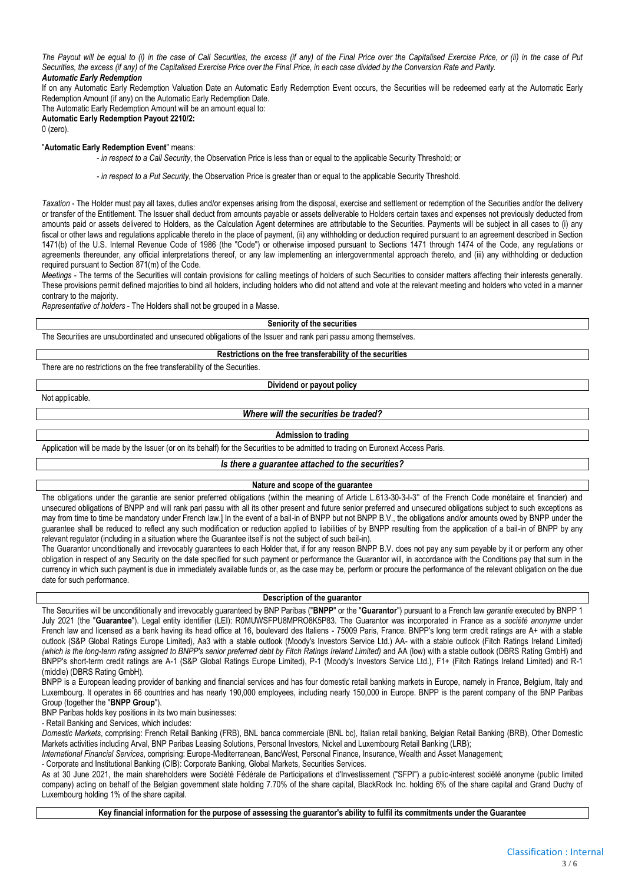*The Payout will be equal to (i) in the case of Call Securities, the excess (if any) of the Final Price over the Capitalised Exercise Price, or (ii) in the case of Put Securities, the excess (if any) of the Capitalised Exercise Price over the Final Price, in each case divided by the Conversion Rate and Parity.*

***Automatic Early Redemption***

If on any Automatic Early Redemption Valuation Date an Automatic Early Redemption Event occurs, the Securities will be redeemed early at the Automatic Early Redemption Amount (if any) on the Automatic Early Redemption Date.

The Automatic Early Redemption Amount will be an amount equal to:

**Automatic Early Redemption Payout 2210/2:**

0 (zero).

"**Automatic Early Redemption Event**" means:

- *in respect to a Call Security*, the Observation Price is less than or equal to the applicable Security Threshold; or

- *in respect to a Put Security*, the Observation Price is greater than or equal to the applicable Security Threshold.

*Taxation* - The Holder must pay all taxes, duties and/or expenses arising from the disposal, exercise and settlement or redemption of the Securities and/or the delivery or transfer of the Entitlement. The Issuer shall deduct from amounts payable or assets deliverable to Holders certain taxes and expenses not previously deducted from amounts paid or assets delivered to Holders, as the Calculation Agent determines are attributable to the Securities. Payments will be subject in all cases to (i) any fiscal or other laws and regulations applicable thereto in the place of payment, (ii) any withholding or deduction required pursuant to an agreement described in Section 1471(b) of the U.S. Internal Revenue Code of 1986 (the "Code") or otherwise imposed pursuant to Sections 1471 through 1474 of the Code, any regulations or agreements thereunder, any official interpretations thereof, or any law implementing an intergovernmental approach thereto, and (iii) any withholding or deduction required pursuant to Section 871(m) of the Code.

*Meetings* - The terms of the Securities will contain provisions for calling meetings of holders of such Securities to consider matters affecting their interests generally. These provisions permit defined majorities to bind all holders, including holders who did not attend and vote at the relevant meeting and holders who voted in a manner contrary to the majority.

*Representative of holders* - The Holders shall not be grouped in a Masse.

**Seniority of the securities**

The Securities are unsubordinated and unsecured obligations of the Issuer and rank pari passu among themselves.

**Restrictions on the free transferability of the securities**

There are no restrictions on the free transferability of the Securities.

**Dividend or payout policy**

Not applicable.

***Where will the securities be traded?***

**Admission to trading**

Application will be made by the Issuer (or on its behalf) for the Securities to be admitted to trading on Euronext Access Paris.

***Is there a guarantee attached to the securities?***

**Nature and scope of the guarantee**

The obligations under the garantie are senior preferred obligations (within the meaning of Article L.613-30-3-I-3° of the French Code monétaire et financier) and unsecured obligations of BNPP and will rank pari passu with all its other present and future senior preferred and unsecured obligations subject to such exceptions as may from time to time be mandatory under French law.] In the event of a bail-in of BNPP but not BNPP B.V., the obligations and/or amounts owed by BNPP under the guarantee shall be reduced to reflect any such modification or reduction applied to liabilities of by BNPP resulting from the application of a bail-in of BNPP by any relevant regulator (including in a situation where the Guarantee itself is not the subject of such bail-in).

The Guarantor unconditionally and irrevocably guarantees to each Holder that, if for any reason BNPP B.V. does not pay any sum payable by it or perform any other obligation in respect of any Security on the date specified for such payment or performance the Guarantor will, in accordance with the Conditions pay that sum in the currency in which such payment is due in immediately available funds or, as the case may be, perform or procure the performance of the relevant obligation on the due date for such performance.

**Description of the guarantor**

The Securities will be unconditionally and irrevocably guaranteed by BNP Paribas ("**BNPP**" or the "**Guarantor**") pursuant to a French law *garantie* executed by BNPP 1 July 2021 (the "**Guarantee**"). Legal entity identifier (LEI): R0MUWSFPU8MPRO8K5P83. The Guarantor was incorporated in France as a *société anonyme* under French law and licensed as a bank having its head office at 16, boulevard des Italiens - 75009 Paris, France. BNPP's long term credit ratings are A+ with a stable outlook (S&P Global Ratings Europe Limited), Aa3 with a stable outlook (Moody's Investors Service Ltd.) AA- with a stable outlook (Fitch Ratings Ireland Limited) *(which is the long-term rating assigned to BNPP's senior preferred debt by Fitch Ratings Ireland Limited)* and AA (low) with a stable outlook (DBRS Rating GmbH) and BNPP's short-term credit ratings are A-1 (S&P Global Ratings Europe Limited), P-1 (Moody's Investors Service Ltd.), F1+ (Fitch Ratings Ireland Limited) and R-1 (middle) (DBRS Rating GmbH).

BNPP is a European leading provider of banking and financial services and has four domestic retail banking markets in Europe, namely in France, Belgium, Italy and Luxembourg. It operates in 66 countries and has nearly 190,000 employees, including nearly 150,000 in Europe. BNPP is the parent company of the BNP Paribas Group (together the "**BNPP Group**").

BNP Paribas holds key positions in its two main businesses:

- Retail Banking and Services, which includes:

*Domestic Markets*, comprising: French Retail Banking (FRB), BNL banca commerciale (BNL bc), Italian retail banking, Belgian Retail Banking (BRB), Other Domestic Markets activities including Arval, BNP Paribas Leasing Solutions, Personal Investors, Nickel and Luxembourg Retail Banking (LRB);

*International Financial Services*, comprising: Europe-Mediterranean, BancWest, Personal Finance, Insurance, Wealth and Asset Management;

- Corporate and Institutional Banking (CIB): Corporate Banking, Global Markets, Securities Services.

As at 30 June 2021, the main shareholders were Société Fédérale de Participations et d'Investissement ("SFPI") a public-interest société anonyme (public limited company) acting on behalf of the Belgian government state holding 7.70% of the share capital, BlackRock Inc. holding 6% of the share capital and Grand Duchy of Luxembourg holding 1% of the share capital.

**Key financial information for the purpose of assessing the guarantor's ability to fulfil its commitments under the Guarantee**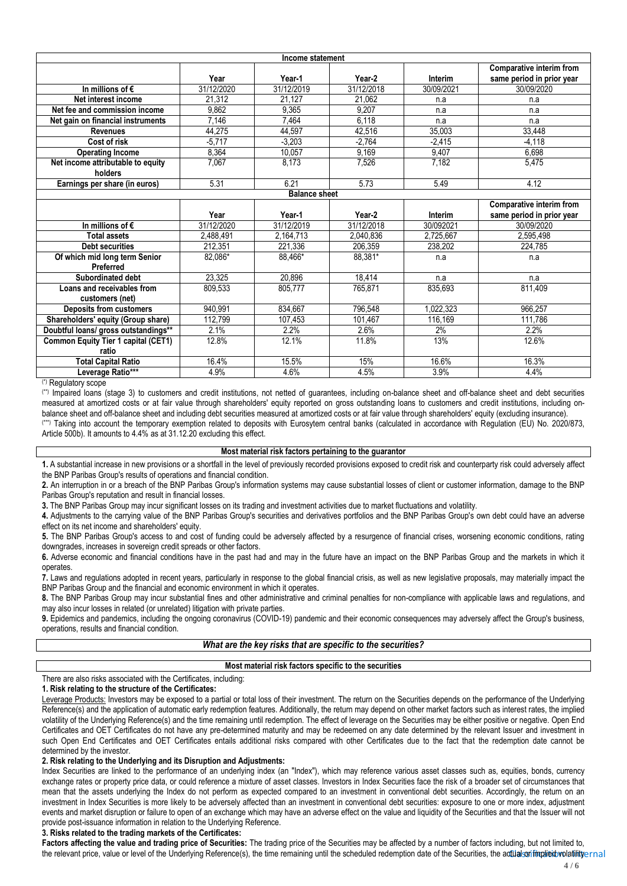| Income statement | | | | | |
|---|---|---|---|---|---|
| | Year | Year-1 | Year-2 | Interim | Comparative interim from same period in prior year |
| In millions of € | 31/12/2020 | 31/12/2019 | 31/12/2018 | 30/09/2021 | 30/09/2020 |
| Net interest income | 21,312 | 21,127 | 21,062 | n.a | n.a |
| Net fee and commission income | 9,862 | 9,365 | 9,207 | n.a | n.a |
| Net gain on financial instruments | 7,146 | 7,464 | 6,118 | n.a | n.a |
| Revenues | 44,275 | 44,597 | 42,516 | 35,003 | 33,448 |
| Cost of risk | -5,717 | -3,203 | -2,764 | -2,415 | -4,118 |
| Operating Income | 8,364 | 10,057 | 9,169 | 9,407 | 6,698 |
| Net income attributable to equity holders | 7,067 | 8,173 | 7,526 | 7,182 | 5,475 |
| Earnings per share (in euros) | 5.31 | 6.21 | 5.73 | 5.49 | 4.12 |

| Balance sheet | | | | | |
|---|---|---|---|---|---|
| | Year | Year-1 | Year-2 | Interim | Comparative interim from same period in prior year |
| In millions of € | 31/12/2020 | 31/12/2019 | 31/12/2018 | 30092021 | 30/09/2020 |
| Total assets | 2,488,491 | 2,164,713 | 2,040,836 | 2,725,667 | 2,595,498 |
| Debt securities | 212,351 | 221,336 | 206,359 | 238,202 | 224,785 |
| Of which mid long term Senior Preferred | 82,086* | 88,466* | 88,381* | n.a | n.a |
| Subordinated debt | 23,325 | 20,896 | 18,414 | n.a | n.a |
| Loans and receivables from customers (net) | 809,533 | 805,777 | 765,871 | 835,693 | 811,409 |
| Deposits from customers | 940,991 | 834,667 | 796,548 | 1,022,323 | 966,257 |
| Shareholders' equity (Group share) | 112,799 | 107,453 | 101,467 | 116,169 | 111,786 |
| Doubtful loans/ gross outstandings** | 2.1% | 2.2% | 2.6% | 2% | 2.2% |
| Common Equity Tier 1 capital (CET1) ratio | 12.8% | 12.1% | 11.8% | 13% | 12.6% |
| Total Capital Ratio | 16.4% | 15.5% | 15% | 16.6% | 16.3% |
| Leverage Ratio*** | 4.9% | 4.6% | 4.5% | 3.9% | 4.4% |

(*) Regulatory scope

(**) Impaired loans (stage 3) to customers and credit institutions, not netted of guarantees, including on-balance sheet and off-balance sheet and debt securities measured at amortized costs or at fair value through shareholders' equity reported on gross outstanding loans to customers and credit institutions, including on-balance sheet and off-balance sheet and including debt securities measured at amortized costs or at fair value through shareholders' equity (excluding insurance).

(***) Taking into account the temporary exemption related to deposits with Eurosytem central banks (calculated in accordance with Regulation (EU) No. 2020/873, Article 500b). It amounts to 4.4% as at 31.12.20 excluding this effect.

**Most material risk factors pertaining to the guarantor**

**1.** A substantial increase in new provisions or a shortfall in the level of previously recorded provisions exposed to credit risk and counterparty risk could adversely affect the BNP Paribas Group's results of operations and financial condition.

**2.** An interruption in or a breach of the BNP Paribas Group's information systems may cause substantial losses of client or customer information, damage to the BNP Paribas Group's reputation and result in financial losses.

**3.** The BNP Paribas Group may incur significant losses on its trading and investment activities due to market fluctuations and volatility.

**4.** Adjustments to the carrying value of the BNP Paribas Group's securities and derivatives portfolios and the BNP Paribas Group's own debt could have an adverse effect on its net income and shareholders' equity.

**5.** The BNP Paribas Group's access to and cost of funding could be adversely affected by a resurgence of financial crises, worsening economic conditions, rating downgrades, increases in sovereign credit spreads or other factors.

**6.** Adverse economic and financial conditions have in the past had and may in the future have an impact on the BNP Paribas Group and the markets in which it operates.

**7.** Laws and regulations adopted in recent years, particularly in response to the global financial crisis, as well as new legislative proposals, may materially impact the BNP Paribas Group and the financial and economic environment in which it operates.

**8.** The BNP Paribas Group may incur substantial fines and other administrative and criminal penalties for non-compliance with applicable laws and regulations, and may also incur losses in related (or unrelated) litigation with private parties.

**9.** Epidemics and pandemics, including the ongoing coronavirus (COVID-19) pandemic and their economic consequences may adversely affect the Group's business, operations, results and financial condition.

***What are the key risks that are specific to the securities?***

**Most material risk factors specific to the securities**

There are also risks associated with the Certificates, including:

**1. Risk relating to the structure of the Certificates:**

Leverage Products: Investors may be exposed to a partial or total loss of their investment. The return on the Securities depends on the performance of the Underlying Reference(s) and the application of automatic early redemption features. Additionally, the return may depend on other market factors such as interest rates, the implied volatility of the Underlying Reference(s) and the time remaining until redemption. The effect of leverage on the Securities may be either positive or negative. Open End Certificates and OET Certificates do not have any pre-determined maturity and may be redeemed on any date determined by the relevant Issuer and investment in such Open End Certificates and OET Certificates entails additional risks compared with other Certificates due to the fact that the redemption date cannot be determined by the investor.

**2. Risk relating to the Underlying and its Disruption and Adjustments:**

Index Securities are linked to the performance of an underlying index (an "Index"), which may reference various asset classes such as, equities, bonds, currency exchange rates or property price data, or could reference a mixture of asset classes. Investors in Index Securities face the risk of a broader set of circumstances that mean that the assets underlying the Index do not perform as expected compared to an investment in conventional debt securities. Accordingly, the return on an investment in Index Securities is more likely to be adversely affected than an investment in conventional debt securities: exposure to one or more index, adjustment events and market disruption or failure to open of an exchange which may have an adverse effect on the value and liquidity of the Securities and that the Issuer will not provide post-issuance information in relation to the Underlying Reference.

**3. Risks related to the trading markets of the Certificates:**

**Factors affecting the value and trading price of Securities:** The trading price of the Securities may be affected by a number of factors including, but not limited to, the relevant price, value or level of the Underlying Reference(s), the time remaining until the scheduled redemption date of the Securities, the actual or implied volatility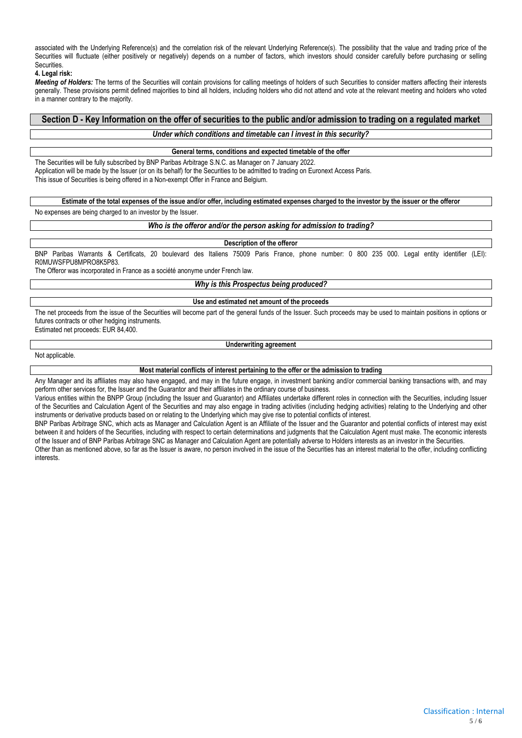associated with the Underlying Reference(s) and the correlation risk of the relevant Underlying Reference(s). The possibility that the value and trading price of the Securities will fluctuate (either positively or negatively) depends on a number of factors, which investors should consider carefully before purchasing or selling Securities.

**4. Legal risk:**

***Meeting of Holders:*** The terms of the Securities will contain provisions for calling meetings of holders of such Securities to consider matters affecting their interests generally. These provisions permit defined majorities to bind all holders, including holders who did not attend and vote at the relevant meeting and holders who voted in a manner contrary to the majority.

## Section D - Key Information on the offer of securities to the public and/or admission to trading on a regulated market

### *Under which conditions and timetable can I invest in this security?*

**General terms, conditions and expected timetable of the offer**

The Securities will be fully subscribed by BNP Paribas Arbitrage S.N.C. as Manager on 7 January 2022.

Application will be made by the Issuer (or on its behalf) for the Securities to be admitted to trading on Euronext Access Paris.

This issue of Securities is being offered in a Non-exempt Offer in France and Belgium.

**Estimate of the total expenses of the issue and/or offer, including estimated expenses charged to the investor by the issuer or the offeror**

No expenses are being charged to an investor by the Issuer.

### *Who is the offeror and/or the person asking for admission to trading?*

**Description of the offeror**

BNP Paribas Warrants & Certificats, 20 boulevard des Italiens 75009 Paris France, phone number: 0 800 235 000. Legal entity identifier (LEI): R0MUWSFPU8MPRO8K5P83.

The Offeror was incorporated in France as a société anonyme under French law.

### *Why is this Prospectus being produced?*

**Use and estimated net amount of the proceeds**

The net proceeds from the issue of the Securities will become part of the general funds of the Issuer. Such proceeds may be used to maintain positions in options or futures contracts or other hedging instruments.

Estimated net proceeds: EUR 84,400.

**Underwriting agreement**

Not applicable.

**Most material conflicts of interest pertaining to the offer or the admission to trading**

Any Manager and its affiliates may also have engaged, and may in the future engage, in investment banking and/or commercial banking transactions with, and may perform other services for, the Issuer and the Guarantor and their affiliates in the ordinary course of business.

Various entities within the BNPP Group (including the Issuer and Guarantor) and Affiliates undertake different roles in connection with the Securities, including Issuer of the Securities and Calculation Agent of the Securities and may also engage in trading activities (including hedging activities) relating to the Underlying and other instruments or derivative products based on or relating to the Underlying which may give rise to potential conflicts of interest.

BNP Paribas Arbitrage SNC, which acts as Manager and Calculation Agent is an Affiliate of the Issuer and the Guarantor and potential conflicts of interest may exist between it and holders of the Securities, including with respect to certain determinations and judgments that the Calculation Agent must make. The economic interests of the Issuer and of BNP Paribas Arbitrage SNC as Manager and Calculation Agent are potentially adverse to Holders interests as an investor in the Securities.

Other than as mentioned above, so far as the Issuer is aware, no person involved in the issue of the Securities has an interest material to the offer, including conflicting interests.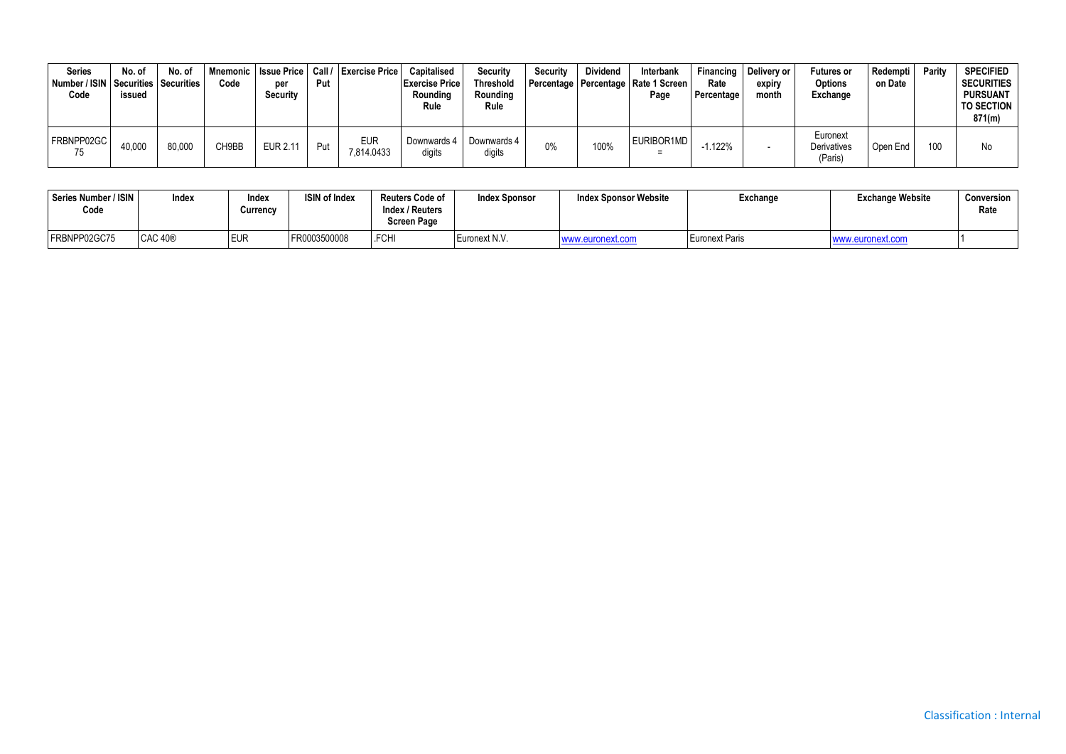| Series Number / ISIN Code | No. of Securities issued | No. of Securities | Mnemonic Code | Issue Price per Security | Call / Put | Exercise Price | Capitalised Exercise Price Rounding Rule | Security Threshold Rounding Rule | Security Percentage | Dividend Percentage | Interbank Rate 1 Screen Page | Financing Rate Percentage | Delivery or expiry month | Futures or Options Exchange | Redemption Date | Parity | SPECIFIED SECURITIES PURSUANT TO SECTION 871(m) |
|---|---|---|---|---|---|---|---|---|---|---|---|---|---|---|---|---|---|
| FRBNPP02GC75 | 40,000 | 80,000 | CH9BB | EUR 2.11 | Put | EUR 7,814.0433 | Downwards 4 digits | Downwards 4 digits | 0% | 100% | EURIBOR1MD= | -1.122% | - | Euronext Derivatives (Paris) | Open End | 100 | No |

| Series Number / ISIN Code | Index | Index Currency | ISIN of Index | Reuters Code of Index / Reuters Screen Page | Index Sponsor | Index Sponsor Website | Exchange | Exchange Website | Conversion Rate |
|---|---|---|---|---|---|---|---|---|---|
| FRBNPP02GC75 | CAC 40® | EUR | FR0003500008 | .FCHI | Euronext N.V. | www.euronext.com | Euronext Paris | www.euronext.com | 1 |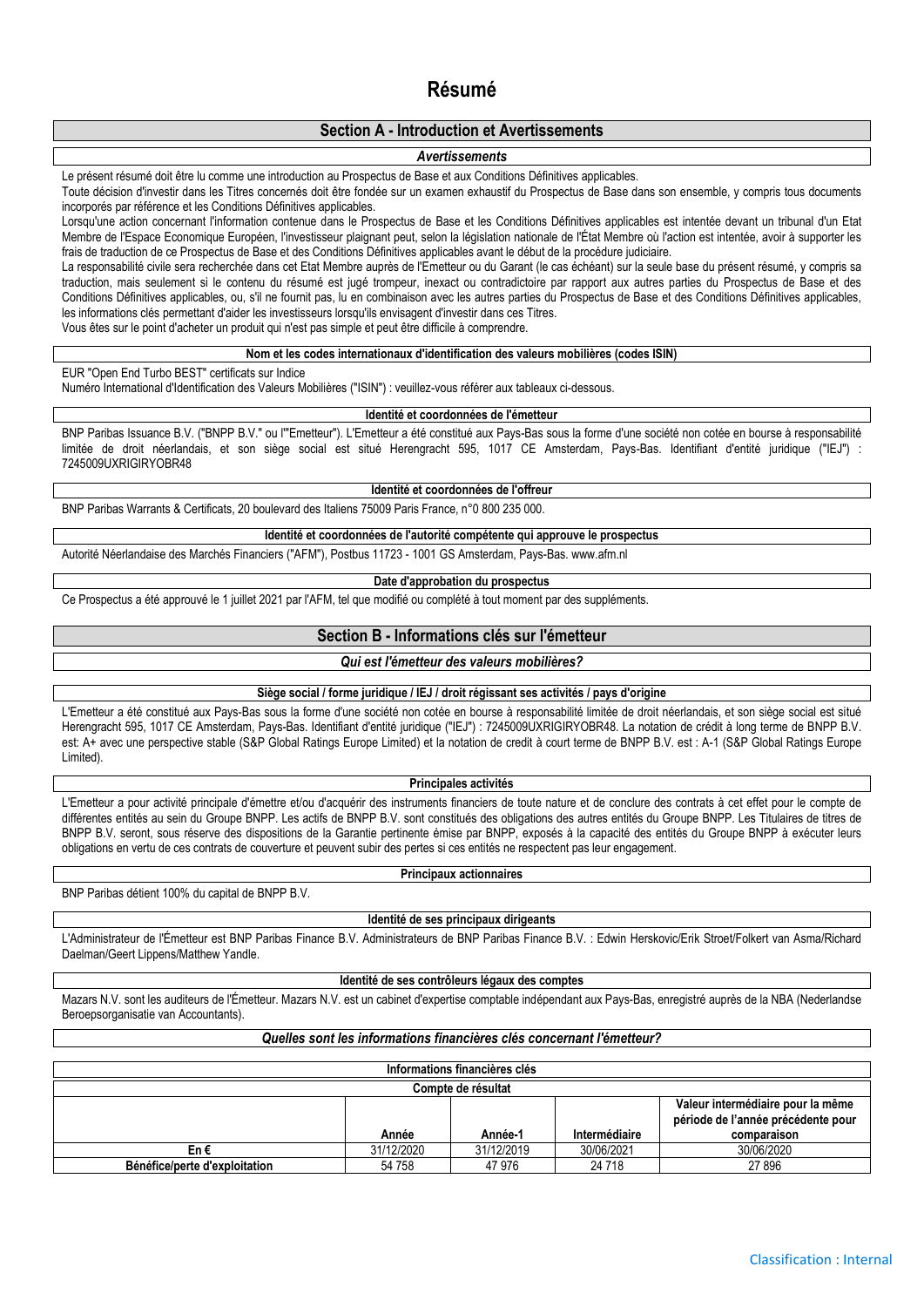# Résumé

## Section A - Introduction et Avertissements

*Avertissements*

Le présent résumé doit être lu comme une introduction au Prospectus de Base et aux Conditions Définitives applicables.

Toute décision d'investir dans les Titres concernés doit être fondée sur un examen exhaustif du Prospectus de Base dans son ensemble, y compris tous documents incorporés par référence et les Conditions Définitives applicables.

Lorsqu'une action concernant l'information contenue dans le Prospectus de Base et les Conditions Définitives applicables est intentée devant un tribunal d'un Etat Membre de l'Espace Economique Européen, l'investisseur plaignant peut, selon la législation nationale de l'État Membre où l'action est intentée, avoir à supporter les frais de traduction de ce Prospectus de Base et des Conditions Définitives applicables avant le début de la procédure judiciaire.

La responsabilité civile sera recherchée dans cet Etat Membre auprès de l'Emetteur ou du Garant (le cas échéant) sur la seule base du présent résumé, y compris sa traduction, mais seulement si le contenu du résumé est jugé trompeur, inexact ou contradictoire par rapport aux autres parties du Prospectus de Base et des Conditions Définitives applicables, ou, s'il ne fournit pas, lu en combinaison avec les autres parties du Prospectus de Base et des Conditions Définitives applicables, les informations clés permettant d'aider les investisseurs lorsqu'ils envisagent d'investir dans ces Titres.

Vous êtes sur le point d'acheter un produit qui n'est pas simple et peut être difficile à comprendre.

**Nom et les codes internationaux d'identification des valeurs mobilières (codes ISIN)**

EUR "Open End Turbo BEST" certificats sur Indice

Numéro International d'Identification des Valeurs Mobilières ("ISIN") : veuillez-vous référer aux tableaux ci-dessous.

**Identité et coordonnées de l'émetteur**

BNP Paribas Issuance B.V. ("BNPP B.V." ou l'"Emetteur"). L'Emetteur a été constitué aux Pays-Bas sous la forme d'une société non cotée en bourse à responsabilité limitée de droit néerlandais, et son siège social est situé Herengracht 595, 1017 CE Amsterdam, Pays-Bas. Identifiant d'entité juridique ("IEJ") : 7245009UXRIGIRYOBR48

**Identité et coordonnées de l'offreur**

BNP Paribas Warrants & Certificats, 20 boulevard des Italiens 75009 Paris France, n°0 800 235 000.

**Identité et coordonnées de l'autorité compétente qui approuve le prospectus**

Autorité Néerlandaise des Marchés Financiers ("AFM"), Postbus 11723 - 1001 GS Amsterdam, Pays-Bas. www.afm.nl

**Date d'approbation du prospectus**

Ce Prospectus a été approuvé le 1 juillet 2021 par l'AFM, tel que modifié ou complété à tout moment par des suppléments.

## Section B - Informations clés sur l'émetteur

*Qui est l'émetteur des valeurs mobilières?*

**Siège social / forme juridique / IEJ / droit régissant ses activités / pays d'origine**

L'Emetteur a été constitué aux Pays-Bas sous la forme d'une société non cotée en bourse à responsabilité limitée de droit néerlandais, et son siège social est situé Herengracht 595, 1017 CE Amsterdam, Pays-Bas. Identifiant d'entité juridique ("IEJ") : 7245009UXRIGIRYOBR48. La notation de crédit à long terme de BNPP B.V. est: A+ avec une perspective stable (S&P Global Ratings Europe Limited) et la notation de credit à court terme de BNPP B.V. est : A-1 (S&P Global Ratings Europe Limited).

**Principales activités**

L'Emetteur a pour activité principale d'émettre et/ou d'acquérir des instruments financiers de toute nature et de conclure des contrats à cet effet pour le compte de différentes entités au sein du Groupe BNPP. Les actifs de BNPP B.V. sont constitués des obligations des autres entités du Groupe BNPP. Les Titulaires de titres de BNPP B.V. seront, sous réserve des dispositions de la Garantie pertinente émise par BNPP, exposés à la capacité des entités du Groupe BNPP à exécuter leurs obligations en vertu de ces contrats de couverture et peuvent subir des pertes si ces entités ne respectent pas leur engagement.

**Principaux actionnaires**

BNP Paribas détient 100% du capital de BNPP B.V.

**Identité de ses principaux dirigeants**

L'Administrateur de l'Émetteur est BNP Paribas Finance B.V. Administrateurs de BNP Paribas Finance B.V. : Edwin Herskovic/Erik Stroet/Folkert van Asma/Richard Daelman/Geert Lippens/Matthew Yandle.

**Identité de ses contrôleurs légaux des comptes**

Mazars N.V. sont les auditeurs de l'Émetteur. Mazars N.V. est un cabinet d'expertise comptable indépendant aux Pays-Bas, enregistré auprès de la NBA (Nederlandse Beroepsorganisatie van Accountants).

*Quelles sont les informations financières clés concernant l'émetteur?*

**Informations financières clés**

**Compte de résultat**

| | Année | Année-1 | Intermédiaire | Valeur intermédiaire pour la même période de l'année précédente pour comparaison |
|---|---|---|---|---|
| **En €** | 31/12/2020 | 31/12/2019 | 30/06/2021 | 30/06/2020 |
| **Bénéfice/perte d'exploitation** | 54 758 | 47 976 | 24 718 | 27 896 |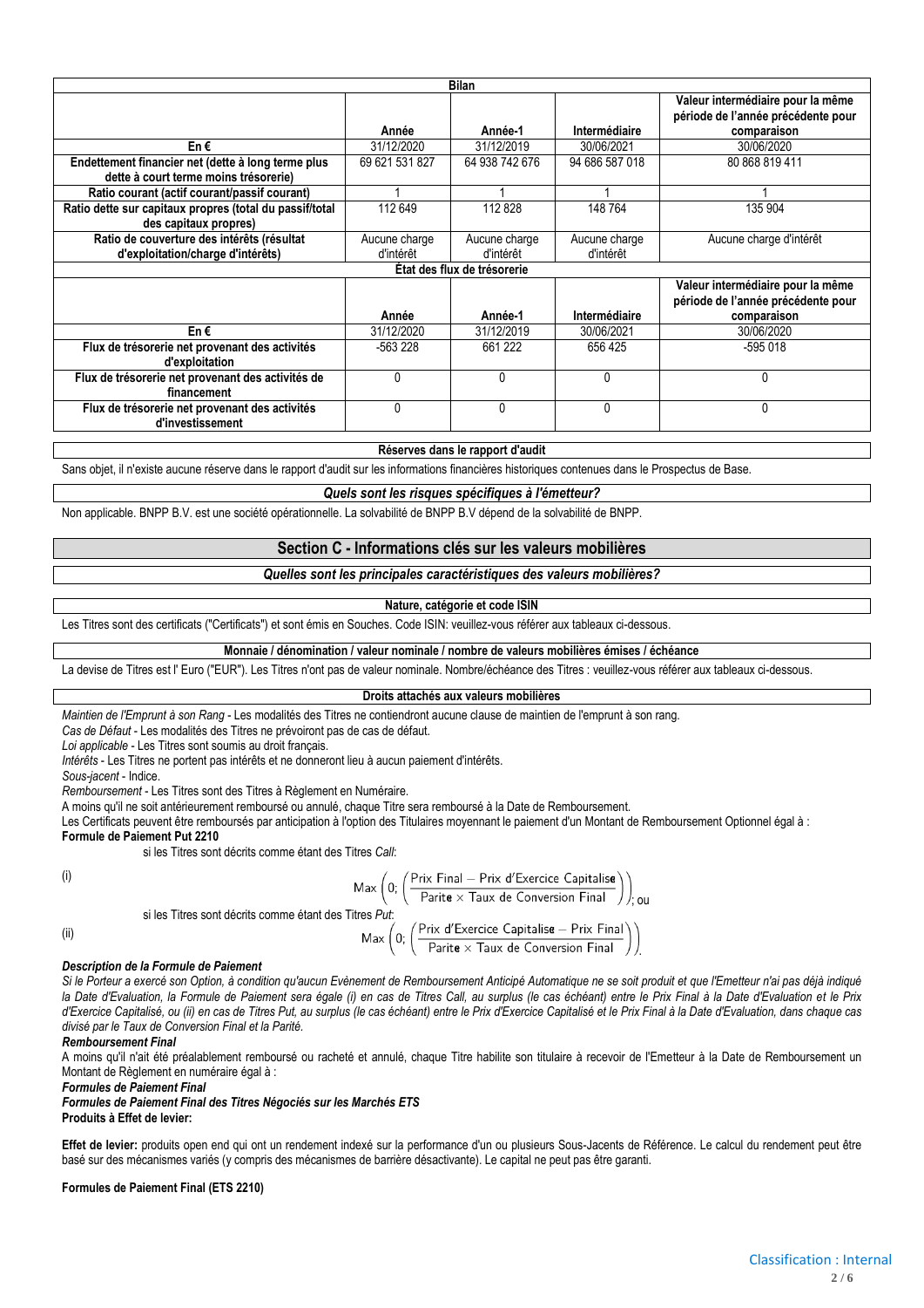| Bilan | | | | |
|---|---|---|---|---|
| | Année | Année-1 | Intermédiaire | Valeur intermédiaire pour la même période de l'année précédente pour comparaison |
| En € | 31/12/2020 | 31/12/2019 | 30/06/2021 | 30/06/2020 |
| Endettement financier net (dette à long terme plus dette à court terme moins trésorerie) | 69 621 531 827 | 64 938 742 676 | 94 686 587 018 | 80 868 819 411 |
| Ratio courant (actif courant/passif courant) | 1 | 1 | 1 | 1 |
| Ratio dette sur capitaux propres (total du passif/total des capitaux propres) | 112 649 | 112 828 | 148 764 | 135 904 |
| Ratio de couverture des intérêts (résultat d'exploitation/charge d'intérêts) | Aucune charge d'intérêt | Aucune charge d'intérêt | Aucune charge d'intérêt | Aucune charge d'intérêt |
| **État des flux de trésorerie** | | | | |
| | Année | Année-1 | Intermédiaire | Valeur intermédiaire pour la même période de l'année précédente pour comparaison |
| En € | 31/12/2020 | 31/12/2019 | 30/06/2021 | 30/06/2020 |
| Flux de trésorerie net provenant des activités d'exploitation | -563 228 | 661 222 | 656 425 | -595 018 |
| Flux de trésorerie net provenant des activités de financement | 0 | 0 | 0 | 0 |
| Flux de trésorerie net provenant des activités d'investissement | 0 | 0 | 0 | 0 |

**Réserves dans le rapport d'audit**

Sans objet, il n'existe aucune réserve dans le rapport d'audit sur les informations financières historiques contenues dans le Prospectus de Base.

***Quels sont les risques spécifiques à l'émetteur?***

Non applicable. BNPP B.V. est une société opérationnelle. La solvabilité de BNPP B.V dépend de la solvabilité de BNPP.

## Section C - Informations clés sur les valeurs mobilières

***Quelles sont les principales caractéristiques des valeurs mobilières?***

**Nature, catégorie et code ISIN**

Les Titres sont des certificats ("Certificats") et sont émis en Souches. Code ISIN: veuillez-vous référer aux tableaux ci-dessous.

**Monnaie / dénomination / valeur nominale / nombre de valeurs mobilières émises / échéance**

La devise de Titres est l' Euro ("EUR"). Les Titres n'ont pas de valeur nominale. Nombre/échéance des Titres : veuillez-vous référer aux tableaux ci-dessous.

**Droits attachés aux valeurs mobilières**

*Maintien de l'Emprunt à son Rang* - Les modalités des Titres ne contiendront aucune clause de maintien de l'emprunt à son rang.

*Cas de Défaut* - Les modalités des Titres ne prévoiront pas de cas de défaut.

*Loi applicable* - Les Titres sont soumis au droit français.

*Intérêts* - Les Titres ne portent pas intérêts et ne donneront lieu à aucun paiement d'intérêts.

*Sous-jacent* - Indice.

*Remboursement* - Les Titres sont des Titres à Règlement en Numéraire.

A moins qu'il ne soit antérieurement remboursé ou annulé, chaque Titre sera remboursé à la Date de Remboursement.

Les Certificats peuvent être remboursés par anticipation à l'option des Titulaires moyennant le paiement d'un Montant de Remboursement Optionnel égal à :

**Formule de Paiement Put 2210**

si les Titres sont décrits comme étant des Titres *Call*:

(i)
$$\text{Max}\left(0; \left(\frac{\text{Prix Final} - \text{Prix d'Exercice Capitalisé}}{\text{Parité} \times \text{Taux de Conversion Final}}\right)\right); \text{ou}$$

si les Titres sont décrits comme étant des Titres *Put*:

(ii)
$$\text{Max}\left(0; \left(\frac{\text{Prix d'Exercice Capitalisé} - \text{Prix Final}}{\text{Parité} \times \text{Taux de Conversion Final}}\right)\right).$$

***Description de la Formule de Paiement***

*Si le Porteur a exercé son Option, à condition qu'aucun Evènement de Remboursement Anticipé Automatique ne se soit produit et que l'Emetteur n'ai pas déjà indiqué la Date d'Evaluation, la Formule de Paiement sera égale (i) en cas de Titres Call, au surplus (le cas échéant) entre le Prix Final à la Date d'Evaluation et le Prix d'Exercice Capitalisé, ou (ii) en cas de Titres Put, au surplus (le cas échéant) entre le Prix d'Exercice Capitalisé et le Prix Final à la Date d'Evaluation, dans chaque cas divisé par le Taux de Conversion Final et la Parité.*

***Remboursement Final***

A moins qu'il n'ait été préalablement remboursé ou racheté et annulé, chaque Titre habilite son titulaire à recevoir de l'Emetteur à la Date de Remboursement un Montant de Règlement en numéraire égal à :

***Formules de Paiement Final***

***Formules de Paiement Final des Titres Négociés sur les Marchés ETS***

**Produits à Effet de levier:**

**Effet de levier:** produits open end qui ont un rendement indexé sur la performance d'un ou plusieurs Sous-Jacents de Référence. Le calcul du rendement peut être basé sur des mécanismes variés (y compris des mécanismes de barrière désactivante). Le capital ne peut pas être garanti.

**Formules de Paiement Final (ETS 2210)**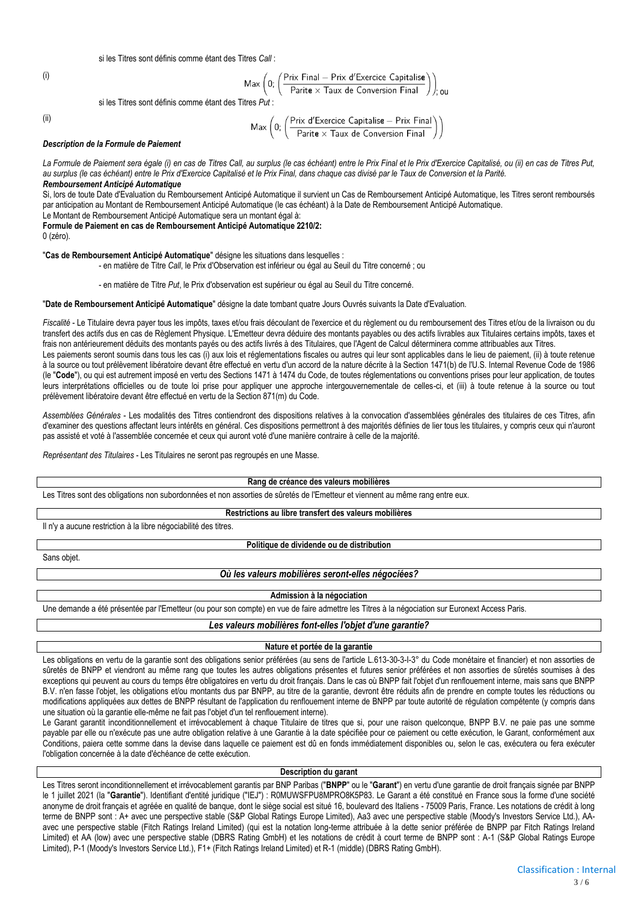si les Titres sont définis comme étant des Titres *Call* :

(i)

$$\text{Max}\left(0;\left(\frac{\text{Prix Final} - \text{Prix d'Exercice Capitalisé}}{\text{Parité} \times \text{Taux de Conversion Final}}\right)\right); \text{ou}$$

si les Titres sont définis comme étant des Titres *Put* :

(ii)

$$\text{Max}\left(0;\left(\frac{\text{Prix d'Exercice Capitalisé} - \text{Prix Final}}{\text{Parité} \times \text{Taux de Conversion Final}}\right)\right)$$

***Description de la Formule de Paiement***

*La Formule de Paiement sera égale (i) en cas de Titres Call, au surplus (le cas échéant) entre le Prix Final et le Prix d'Exercice Capitalisé, ou (ii) en cas de Titres Put, au surplus (le cas échéant) entre le Prix d'Exercice Capitalisé et le Prix Final, dans chaque cas divisé par le Taux de Conversion et la Parité.*

***Remboursement Anticipé Automatique***

Si, lors de toute Date d'Evaluation du Remboursement Anticipé Automatique il survient un Cas de Remboursement Anticipé Automatique, les Titres seront remboursés par anticipation au Montant de Remboursement Anticipé Automatique (le cas échéant) à la Date de Remboursement Anticipé Automatique.

Le Montant de Remboursement Anticipé Automatique sera un montant égal à:

**Formule de Paiement en cas de Remboursement Anticipé Automatique 2210/2:**

0 (zéro).

"**Cas de Remboursement Anticipé Automatique**" désigne les situations dans lesquelles :

- en matière de Titre *Call*, le Prix d'Observation est inférieur ou égal au Seuil du Titre concerné ; ou

- en matière de Titre *Put*, le Prix d'observation est supérieur ou égal au Seuil du Titre concerné.

"**Date de Remboursement Anticipé Automatique**" désigne la date tombant quatre Jours Ouvrés suivants la Date d'Evaluation.

*Fiscalité* - Le Titulaire devra payer tous les impôts, taxes et/ou frais découlant de l'exercice et du règlement ou du remboursement des Titres et/ou de la livraison ou du transfert des actifs dus en cas de Règlement Physique. L'Emetteur devra déduire des montants payables ou des actifs livrables aux Titulaires certains impôts, taxes et frais non antérieurement déduits des montants payés ou des actifs livrés à des Titulaires, que l'Agent de Calcul déterminera comme attribuables aux Titres.

Les paiements seront soumis dans tous les cas (i) aux lois et réglementations fiscales ou autres qui leur sont applicables dans le lieu de paiement, (ii) à toute retenue à la source ou tout prélèvement libératoire devant être effectué en vertu d'un accord de la nature décrite à la Section 1471(b) de l'U.S. Internal Revenue Code de 1986 (le "**Code**"), ou qui est autrement imposé en vertu des Sections 1471 à 1474 du Code, de toutes réglementations ou conventions prises pour leur application, de toutes leurs interprétations officielles ou de toute loi prise pour appliquer une approche intergouvernementale de celles-ci, et (iii) à toute retenue à la source ou tout prélèvement libératoire devant être effectué en vertu de la Section 871(m) du Code.

*Assemblées Générales* - Les modalités des Titres contiendront des dispositions relatives à la convocation d'assemblées générales des titulaires de ces Titres, afin d'examiner des questions affectant leurs intérêts en général. Ces dispositions permettront à des majorités définies de lier tous les titulaires, y compris ceux qui n'auront pas assisté et voté à l'assemblée concernée et ceux qui auront voté d'une manière contraire à celle de la majorité.

*Représentant des Titulaires* - Les Titulaires ne seront pas regroupés en une Masse.

**Rang de créance des valeurs mobilières**

Les Titres sont des obligations non subordonnées et non assorties de sûretés de l'Emetteur et viennent au même rang entre eux.

**Restrictions au libre transfert des valeurs mobilières**

Il n'y a aucune restriction à la libre négociabilité des titres.

**Politique de dividende ou de distribution**

Sans objet.

***Où les valeurs mobilières seront-elles négociées?***

**Admission à la négociation**

Une demande a été présentée par l'Emetteur (ou pour son compte) en vue de faire admettre les Titres à la négociation sur Euronext Access Paris.

***Les valeurs mobilières font-elles l'objet d'une garantie?***

**Nature et portée de la garantie**

Les obligations en vertu de la garantie sont des obligations senior préférées (au sens de l'article L.613-30-3-I-3° du Code monétaire et financier) et non assorties de sûretés de BNPP et viendront au même rang que toutes les autres obligations présentes et futures senior préférées et non assorties de sûretés soumises à des exceptions qui peuvent au cours du temps être obligatoires en vertu du droit français. Dans le cas où BNPP fait l'objet d'un renflouement interne, mais sans que BNPP B.V. n'en fasse l'objet, les obligations et/ou montants dus par BNPP, au titre de la garantie, devront être réduits afin de prendre en compte toutes les réductions ou modifications appliquées aux dettes de BNPP résultant de l'application du renflouement interne de BNPP par toute autorité de régulation compétente (y compris dans une situation où la garantie elle-même ne fait pas l'objet d'un tel renflouement interne).

Le Garant garantit inconditionnellement et irrévocablement à chaque Titulaire de titres que si, pour une raison quelconque, BNPP B.V. ne paie pas une somme payable par elle ou n'exécute pas une autre obligation relative à une Garantie à la date spécifiée pour ce paiement ou cette exécution, le Garant, conformément aux Conditions, paiera cette somme dans la devise dans laquelle ce paiement est dû en fonds immédiatement disponibles ou, selon le cas, exécutera ou fera exécuter l'obligation concernée à la date d'échéance de cette exécution.

**Description du garant**

Les Titres seront inconditionnellement et irrévocablement garantis par BNP Paribas ("**BNPP**" ou le "**Garant**") en vertu d'une garantie de droit français signée par BNPP le 1 juillet 2021 (la "**Garantie**"). Identifiant d'entité juridique ("IEJ") : R0MUWSFPU8MPRO8K5P83. Le Garant a été constitué en France sous la forme d'une société anonyme de droit français et agréée en qualité de banque, dont le siège social est situé 16, boulevard des Italiens - 75009 Paris, France. Les notations de crédit à long terme de BNPP sont : A+ avec une perspective stable (S&P Global Ratings Europe Limited), Aa3 avec une perspective stable (Moody's Investors Service Ltd.), AA- avec une perspective stable (Fitch Ratings Ireland Limited) (qui est la notation long-terme attribuée à la dette senior préférée de BNPP par Fitch Ratings Ireland Limited) et AA (low) avec une perspective stable (DBRS Rating GmbH) et les notations de crédit à court terme de BNPP sont : A-1 (S&P Global Ratings Europe Limited), P-1 (Moody's Investors Service Ltd.), F1+ (Fitch Ratings Ireland Limited) et R-1 (middle) (DBRS Rating GmbH).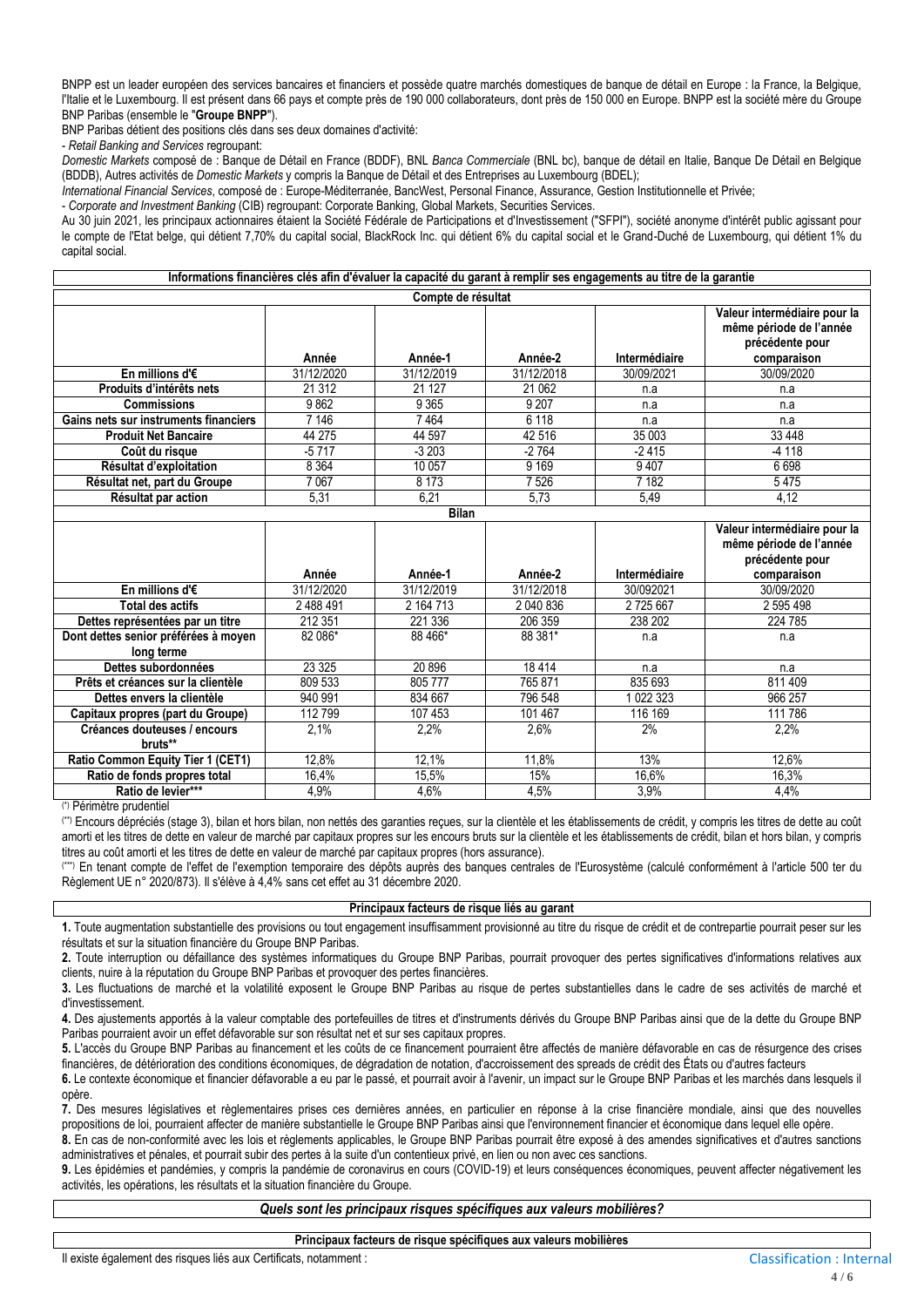BNPP est un leader européen des services bancaires et financiers et possède quatre marchés domestiques de banque de détail en Europe : la France, la Belgique, l'Italie et le Luxembourg. Il est présent dans 66 pays et compte près de 190 000 collaborateurs, dont près de 150 000 en Europe. BNPP est la société mère du Groupe BNP Paribas (ensemble le "**Groupe BNPP**").

BNP Paribas détient des positions clés dans ses deux domaines d'activité:

- *Retail Banking and Services* regroupant:

*Domestic Markets* composé de : Banque de Détail en France (BDDF), BNL *Banca Commerciale* (BNL bc), banque de détail en Italie, Banque De Détail en Belgique (BDDB), Autres activités de *Domestic Markets* y compris la Banque de Détail et des Entreprises au Luxembourg (BDEL);

*International Financial Services*, composé de : Europe-Méditerranée, BancWest, Personal Finance, Assurance, Gestion Institutionnelle et Privée;

- *Corporate and Investment Banking* (CIB) regroupant: Corporate Banking, Global Markets, Securities Services.

Au 30 juin 2021, les principaux actionnaires étaient la Société Fédérale de Participations et d'Investissement ("SFPI"), société anonyme d'intérêt public agissant pour le compte de l'Etat belge, qui détient 7,70% du capital social, BlackRock Inc. qui détient 6% du capital social et le Grand-Duché de Luxembourg, qui détient 1% du capital social.

**Informations financières clés afin d'évaluer la capacité du garant à remplir ses engagements au titre de la garantie**

**Compte de résultat**

| | Année | Année-1 | Année-2 | Intermédiaire | Valeur intermédiaire pour la même période de l'année précédente pour comparaison |
|---|---|---|---|---|---|
| **En millions d'€** | 31/12/2020 | 31/12/2019 | 31/12/2018 | 30/09/2021 | 30/09/2020 |
| **Produits d'intérêts nets** | 21 312 | 21 127 | 21 062 | n.a | n.a |
| **Commissions** | 9 862 | 9 365 | 9 207 | n.a | n.a |
| **Gains nets sur instruments financiers** | 7 146 | 7 464 | 6 118 | n.a | n.a |
| **Produit Net Bancaire** | 44 275 | 44 597 | 42 516 | 35 003 | 33 448 |
| **Coût du risque** | -5 717 | -3 203 | -2 764 | -2 415 | -4 118 |
| **Résultat d'exploitation** | 8 364 | 10 057 | 9 169 | 9 407 | 6 698 |
| **Résultat net, part du Groupe** | 7 067 | 8 173 | 7 526 | 7 182 | 5 475 |
| **Résultat par action** | 5,31 | 6,21 | 5,73 | 5,49 | 4,12 |

**Bilan**

| | Année | Année-1 | Année-2 | Intermédiaire | Valeur intermédiaire pour la même période de l'année précédente pour comparaison |
|---|---|---|---|---|---|
| **En millions d'€** | 31/12/2020 | 31/12/2019 | 31/12/2018 | 30/092021 | 30/09/2020 |
| **Total des actifs** | 2 488 491 | 2 164 713 | 2 040 836 | 2 725 667 | 2 595 498 |
| **Dettes représentées par un titre** | 212 351 | 221 336 | 206 359 | 238 202 | 224 785 |
| **Dont dettes senior préférées à moyen long terme** | 82 086* | 88 466* | 88 381* | n.a | n.a |
| **Dettes subordonnées** | 23 325 | 20 896 | 18 414 | n.a | n.a |
| **Prêts et créances sur la clientèle** | 809 533 | 805 777 | 765 871 | 835 693 | 811 409 |
| **Dettes envers la clientèle** | 940 991 | 834 667 | 796 548 | 1 022 323 | 966 257 |
| **Capitaux propres (part du Groupe)** | 112 799 | 107 453 | 101 467 | 116 169 | 111 786 |
| **Créances douteuses / encours bruts\*\*** | 2,1% | 2,2% | 2,6% | 2% | 2,2% |
| **Ratio Common Equity Tier 1 (CET1)** | 12,8% | 12,1% | 11,8% | 13% | 12,6% |
| **Ratio de fonds propres total** | 16,4% | 15,5% | 15% | 16,6% | 16,3% |
| **Ratio de levier\*\*\*** | 4,9% | 4,6% | 4,5% | 3,9% | 4,4% |

(*) Périmètre prudentiel

(**) Encours dépréciés (stage 3), bilan et hors bilan, non nettés des garanties reçues, sur la clientèle et les établissements de crédit, y compris les titres de dette au coût amorti et les titres de dette en valeur de marché par capitaux propres sur les encours bruts sur la clientèle et les établissements de crédit, bilan et hors bilan, y compris titres au coût amorti et les titres de dette en valeur de marché par capitaux propres (hors assurance).

(***) En tenant compte de l'effet de l'exemption temporaire des dépôts auprès des banques centrales de l'Eurosystème (calculé conformément à l'article 500 ter du Règlement UE n° 2020/873). Il s'élève à 4,4% sans cet effet au 31 décembre 2020.

**Principaux facteurs de risque liés au garant**

**1.** Toute augmentation substantielle des provisions ou tout engagement insuffisamment provisionné au titre du risque de crédit et de contrepartie pourrait peser sur les résultats et sur la situation financière du Groupe BNP Paribas.

**2.** Toute interruption ou défaillance des systèmes informatiques du Groupe BNP Paribas, pourrait provoquer des pertes significatives d'informations relatives aux clients, nuire à la réputation du Groupe BNP Paribas et provoquer des pertes financières.

**3.** Les fluctuations de marché et la volatilité exposent le Groupe BNP Paribas au risque de pertes substantielles dans le cadre de ses activités de marché et d'investissement.

**4.** Des ajustements apportés à la valeur comptable des portefeuilles de titres et d'instruments dérivés du Groupe BNP Paribas ainsi que de la dette du Groupe BNP Paribas pourraient avoir un effet défavorable sur son résultat net et sur ses capitaux propres.

**5.** L'accès du Groupe BNP Paribas au financement et les coûts de ce financement pourraient être affectés de manière défavorable en cas de résurgence des crises financières, de détérioration des conditions économiques, de dégradation de notation, d'accroissement des spreads de crédit des États ou d'autres facteurs

**6.** Le contexte économique et financier défavorable a eu par le passé, et pourrait avoir à l'avenir, un impact sur le Groupe BNP Paribas et les marchés dans lesquels il opère.

**7.** Des mesures législatives et règlementaires prises ces dernières années, en particulier en réponse à la crise financière mondiale, ainsi que des nouvelles propositions de loi, pourraient affecter de manière substantielle le Groupe BNP Paribas ainsi que l'environnement financier et économique dans lequel elle opère.

**8.** En cas de non-conformité avec les lois et règlements applicables, le Groupe BNP Paribas pourrait être exposé à des amendes significatives et d'autres sanctions administratives et pénales, et pourrait subir des pertes à la suite d'un contentieux privé, en lien ou non avec ces sanctions.

**9.** Les épidémies et pandémies, y compris la pandémie de coronavirus en cours (COVID-19) et leurs conséquences économiques, peuvent affecter négativement les activités, les opérations, les résultats et la situation financière du Groupe.

***Quels sont les principaux risques spécifiques aux valeurs mobilières?***

**Principaux facteurs de risque spécifiques aux valeurs mobilières**

Il existe également des risques liés aux Certificats, notamment :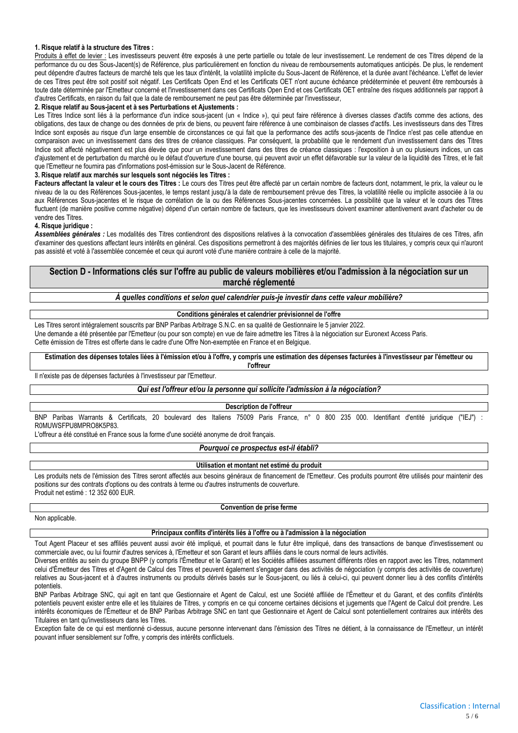**1. Risque relatif à la structure des Titres :**

Produits à effet de levier : Les investisseurs peuvent être exposés à une perte partielle ou totale de leur investissement. Le rendement de ces Titres dépend de la performance du ou des Sous-Jacent(s) de Référence, plus particulièrement en fonction du niveau de remboursements automatiques anticipés. De plus, le rendement peut dépendre d'autres facteurs de marché tels que les taux d'intérêt, la volatilité implicite du Sous-Jacent de Référence, et la durée avant l'échéance. L'effet de levier de ces Titres peut être soit positif soit négatif. Les Certificats Open End et les Certificats OET n'ont aucune échéance prédéterminée et peuvent être remboursés à toute date déterminée par l'Emetteur concerné et l'investissement dans ces Certificats Open End et ces Certificats OET entraîne des risques additionnels par rapport à d'autres Certificats, en raison du fait que la date de remboursement ne peut pas être déterminée par l'investisseur,

**2. Risque relatif au Sous-jacent et à ses Perturbations et Ajustements :**

Les Titres Indice sont liés à la performance d'un indice sous-jacent (un « Indice »), qui peut faire référence à diverses classes d'actifs comme des actions, des obligations, des taux de change ou des données de prix de biens, ou peuvent faire référence à une combinaison de classes d'actifs. Les investisseurs dans des Titres Indice sont exposés au risque d'un large ensemble de circonstances ce qui fait que la performance des actifs sous-jacents de l'Indice n'est pas celle attendue en comparaison avec un investissement dans des titres de créance classiques. Par conséquent, la probabilité que le rendement d'un investissement dans des Titres Indice soit affecté négativement est plus élevée que pour un investissement dans des titres de créance classiques : l'exposition à un ou plusieurs indices, un cas d'ajustement et de perturbation du marché ou le défaut d'ouverture d'une bourse, qui peuvent avoir un effet défavorable sur la valeur de la liquidité des Titres, et le fait que l'Emetteur ne fournira pas d'informations post-émission sur le Sous-Jacent de Référence.

**3. Risque relatif aux marchés sur lesquels sont négociés les Titres :**

**Facteurs affectant la valeur et le cours des Titres :** Le cours des Titres peut être affecté par un certain nombre de facteurs dont, notamment, le prix, la valeur ou le niveau de la ou des Références Sous-jacentes, le temps restant jusqu'à la date de remboursement prévue des Titres, la volatilité réelle ou implicite associée à la ou aux Références Sous-jacentes et le risque de corrélation de la ou des Références Sous-jacentes concernées. La possibilité que la valeur et le cours des Titres fluctuent (de manière positive comme négative) dépend d'un certain nombre de facteurs, que les investisseurs doivent examiner attentivement avant d'acheter ou de vendre des Titres.

**4. Risque juridique :**

***Assemblées générales :*** Les modalités des Titres contiendront des dispositions relatives à la convocation d'assemblées générales des titulaires de ces Titres, afin d'examiner des questions affectant leurs intérêts en général. Ces dispositions permettront à des majorités définies de lier tous les titulaires, y compris ceux qui n'auront pas assisté et voté à l'assemblée concernée et ceux qui auront voté d'une manière contraire à celle de la majorité.

## Section D - Informations clés sur l'offre au public de valeurs mobilières et/ou l'admission à la négociation sur un marché réglementé

***À quelles conditions et selon quel calendrier puis-je investir dans cette valeur mobilière?***

**Conditions générales et calendrier prévisionnel de l'offre**

Les Titres seront intégralement souscrits par BNP Paribas Arbitrage S.N.C. en sa qualité de Gestionnaire le 5 janvier 2022.

Une demande a été présentée par l'Emetteur (ou pour son compte) en vue de faire admettre les Titres à la négociation sur Euronext Access Paris.

Cette émission de Titres est offerte dans le cadre d'une Offre Non-exemptée en France et en Belgique.

**Estimation des dépenses totales liées à l'émission et/ou à l'offre, y compris une estimation des dépenses facturées à l'investisseur par l'émetteur ou l'offreur**

Il n'existe pas de dépenses facturées à l'investisseur par l'Emetteur.

***Qui est l'offreur et/ou la personne qui sollicite l'admission à la négociation?***

**Description de l'offreur**

BNP Paribas Warrants & Certificats, 20 boulevard des Italiens 75009 Paris France, n° 0 800 235 000. Identifiant d'entité juridique ("IEJ") : R0MUWSFPU8MPRO8K5P83.

L'offreur a été constitué en France sous la forme d'une société anonyme de droit français.

***Pourquoi ce prospectus est-il établi?***

**Utilisation et montant net estimé du produit**

Les produits nets de l'émission des Titres seront affectés aux besoins généraux de financement de l'Emetteur. Ces produits pourront être utilisés pour maintenir des positions sur des contrats d'options ou des contrats à terme ou d'autres instruments de couverture.

Produit net estimé : 12 352 600 EUR.

**Convention de prise ferme**

Non applicable.

**Principaux conflits d'intérêts liés à l'offre ou à l'admission à la négociation**

Tout Agent Placeur et ses affiliés peuvent aussi avoir été impliqué, et pourrait dans le futur être impliqué, dans des transactions de banque d'investissement ou commerciale avec, ou lui fournir d'autres services à, l'Emetteur et son Garant et leurs affiliés dans le cours normal de leurs activités.

Diverses entités au sein du groupe BNPP (y compris l'Émetteur et le Garant) et les Sociétés affiliées assument différents rôles en rapport avec les Titres, notamment celui d'Émetteur des Titres et d'Agent de Calcul des Titres et peuvent également s'engager dans des activités de négociation (y compris des activités de couverture) relatives au Sous-jacent et à d'autres instruments ou produits dérivés basés sur le Sous-jacent, ou liés à celui-ci, qui peuvent donner lieu à des conflits d'intérêts potentiels.

BNP Paribas Arbitrage SNC, qui agit en tant que Gestionnaire et Agent de Calcul, est une Société affiliée de l'Émetteur et du Garant, et des conflits d'intérêts potentiels peuvent exister entre elle et les titulaires de Titres, y compris en ce qui concerne certaines décisions et jugements que l'Agent de Calcul doit prendre. Les intérêts économiques de l'Émetteur et de BNP Paribas Arbitrage SNC en tant que Gestionnaire et Agent de Calcul sont potentiellement contraires aux intérêts des Titulaires en tant qu'investisseurs dans les Titres.

Exception faite de ce qui est mentionné ci-dessus, aucune personne intervenant dans l'émission des Titres ne détient, à la connaissance de l'Emetteur, un intérêt pouvant influer sensiblement sur l'offre, y compris des intérêts conflictuels.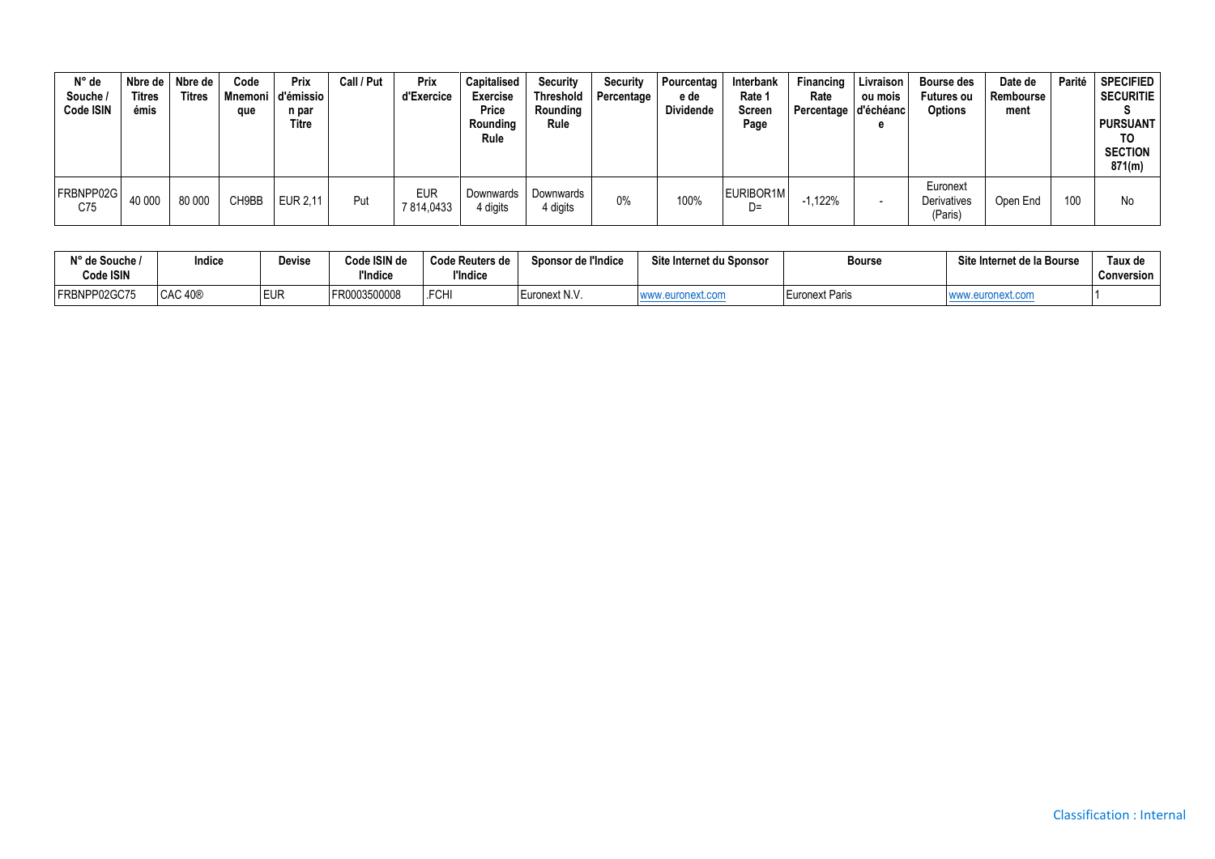| N° de Souche / Code ISIN | Nbre de Titres émis | Nbre de Titres | Code Mnemonique | Prix d'émission par Titre | Call / Put | Prix d'Exercice | Capitalised Exercise Price Rounding Rule | Security Threshold Rounding Rule | Security Percentage | Pourcentage de Dividende | Interbank Rate 1 Screen Page | Financing Rate Percentage | Livraison ou mois d'échéance | Bourse des Futures ou Options | Date de Remboursement | Parité | SPECIFIED SECURITIES PURSUANT TO SECTION 871(m) |
|---|---|---|---|---|---|---|---|---|---|---|---|---|---|---|---|---|---|
| FRBNPP02GC75 | 40 000 | 80 000 | CH9BB | EUR 2,11 | Put | EUR 7 814,0433 | Downwards 4 digits | Downwards 4 digits | 0% | 100% | EURIBOR1MD= | -1,122% | - | Euronext Derivatives (Paris) | Open End | 100 | No |

| N° de Souche / Code ISIN | Indice | Devise | Code ISIN de l'Indice | Code Reuters de l'Indice | Sponsor de l'Indice | Site Internet du Sponsor | Bourse | Site Internet de la Bourse | Taux de Conversion |
|---|---|---|---|---|---|---|---|---|---|
| FRBNPP02GC75 | CAC 40® | EUR | FR0003500008 | .FCHI | Euronext N.V. | www.euronext.com | Euronext Paris | www.euronext.com | 1 |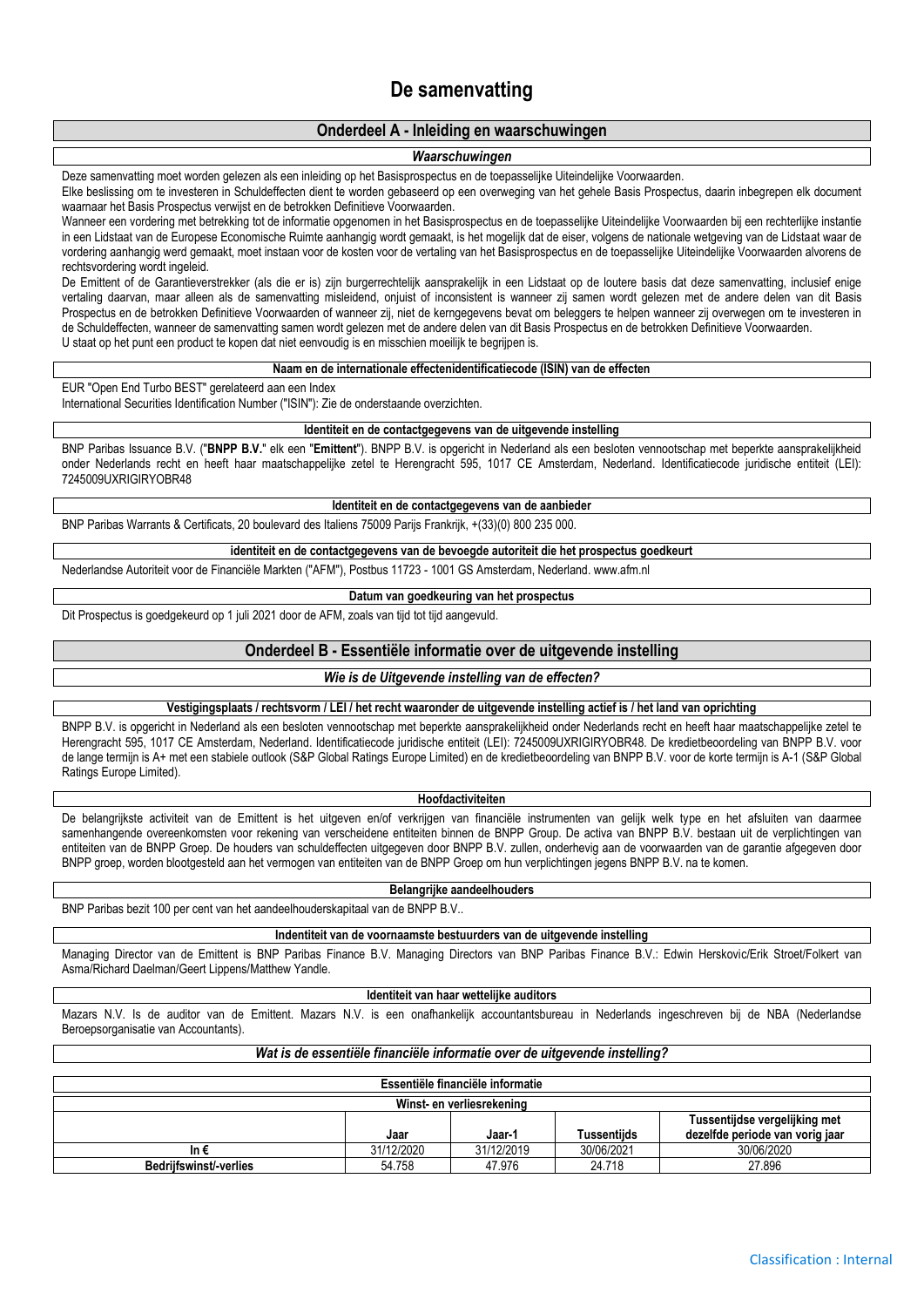# De samenvatting

## Onderdeel A - Inleiding en waarschuwingen

### *Waarschuwingen*

Deze samenvatting moet worden gelezen als een inleiding op het Basisprospectus en de toepasselijke Uiteindelijke Voorwaarden.

Elke beslissing om te investeren in Schuldeffecten dient te worden gebaseerd op een overweging van het gehele Basis Prospectus, daarin inbegrepen elk document waarnaar het Basis Prospectus verwijst en de betrokken Definitieve Voorwaarden.

Wanneer een vordering met betrekking tot de informatie opgenomen in het Basisprospectus en de toepasselijke Uiteindelijke Voorwaarden bij een rechterlijke instantie in een Lidstaat van de Europese Economische Ruimte aanhangig wordt gemaakt, is het mogelijk dat de eiser, volgens de nationale wetgeving van de Lidstaat waar de vordering aanhangig werd gemaakt, moet instaan voor de kosten voor de vertaling van het Basisprospectus en de toepasselijke Uiteindelijke Voorwaarden alvorens de rechtsvordering wordt ingeleid.

De Emittent of de Garantieverstrekker (als die er is) zijn burgerrechtelijk aansprakelijk in een Lidstaat op de loutere basis dat deze samenvatting, inclusief enige vertaling daarvan, maar alleen als de samenvatting misleidend, onjuist of inconsistent is wanneer zij samen wordt gelezen met de andere delen van dit Basis Prospectus en de betrokken Definitieve Voorwaarden of wanneer zij, niet de kerngegevens bevat om beleggers te helpen wanneer zij overwegen om te investeren in de Schuldeffecten, wanneer de samenvatting samen wordt gelezen met de andere delen van dit Basis Prospectus en de betrokken Definitieve Voorwaarden.

U staat op het punt een product te kopen dat niet eenvoudig is en misschien moeilijk te begrijpen is.

#### Naam en de internationale effectenidentificatiecode (ISIN) van de effecten

EUR "Open End Turbo BEST" gerelateerd aan een Index

International Securities Identification Number ("ISIN"): Zie de onderstaande overzichten.

#### Identiteit en de contactgegevens van de uitgevende instelling

BNP Paribas Issuance B.V. ("**BNPP B.V.**" elk een "**Emittent**"). BNPP B.V. is opgericht in Nederland als een besloten vennootschap met beperkte aansprakelijkheid onder Nederlands recht en heeft haar maatschappelijke zetel te Herengracht 595, 1017 CE Amsterdam, Nederland. Identificatiecode juridische entiteit (LEI): 7245009UXRIGIRYOBR48

#### Identiteit en de contactgegevens van de aanbieder

BNP Paribas Warrants & Certificats, 20 boulevard des Italiens 75009 Parijs Frankrijk, +(33)(0) 800 235 000.

#### identiteit en de contactgegevens van de bevoegde autoriteit die het prospectus goedkeurt

Nederlandse Autoriteit voor de Financiële Markten ("AFM"), Postbus 11723 - 1001 GS Amsterdam, Nederland. www.afm.nl

#### Datum van goedkeuring van het prospectus

Dit Prospectus is goedgekeurd op 1 juli 2021 door de AFM, zoals van tijd tot tijd aangevuld.

## Onderdeel B - Essentiële informatie over de uitgevende instelling

### *Wie is de Uitgevende instelling van de effecten?*

#### Vestigingsplaats / rechtsvorm / LEI / het recht waaronder de uitgevende instelling actief is / het land van oprichting

BNPP B.V. is opgericht in Nederland als een besloten vennootschap met beperkte aansprakelijkheid onder Nederlands recht en heeft haar maatschappelijke zetel te Herengracht 595, 1017 CE Amsterdam, Nederland. Identificatiecode juridische entiteit (LEI): 7245009UXRIGIRYOBR48. De kredietbeoordeling van BNPP B.V. voor de lange termijn is A+ met een stabiele outlook (S&P Global Ratings Europe Limited) en de kredietbeoordeling van BNPP B.V. voor de korte termijn is A-1 (S&P Global Ratings Europe Limited).

#### Hoofdactiviteiten

De belangrijkste activiteit van de Emittent is het uitgeven en/of verkrijgen van financiële instrumenten van gelijk welk type en het afsluiten van daarmee samenhangende overeenkomsten voor rekening van verscheidene entiteiten binnen de BNPP Group. De activa van BNPP B.V. bestaan uit de verplichtingen van entiteiten van de BNPP Groep. De houders van schuldeffecten uitgegeven door BNPP B.V. zullen, onderhevig aan de voorwaarden van de garantie afgegeven door BNPP groep, worden blootgesteld aan het vermogen van entiteiten van de BNPP Groep om hun verplichtingen jegens BNPP B.V. na te komen.

#### Belangrijke aandeelhouders

BNP Paribas bezit 100 per cent van het aandeelhouderskapitaal van de BNPP B.V..

#### Indentiteit van de voornaamste bestuurders van de uitgevende instelling

Managing Director van de Emittent is BNP Paribas Finance B.V. Managing Directors van BNP Paribas Finance B.V.: Edwin Herskovic/Erik Stroet/Folkert van Asma/Richard Daelman/Geert Lippens/Matthew Yandle.

#### Identiteit van haar wettelijke auditors

Mazars N.V. Is de auditor van de Emittent. Mazars N.V. is een onafhankelijk accountantsbureau in Nederlands ingeschreven bij de NBA (Nederlandse Beroepsorganisatie van Accountants).

### *Wat is de essentiële financiële informatie over de uitgevende instelling?*

| Essentiële financiële informatie | | | | |
|---|---|---|---|---|
| **Winst- en verliesrekening** | | | | |
| | **Jaar** | **Jaar-1** | **Tussentijds** | **Tussentijdse vergelijking met dezelfde periode van vorig jaar** |
| **In €** | 31/12/2020 | 31/12/2019 | 30/06/2021 | 30/06/2020 |
| **Bedrijfswinst/-verlies** | 54.758 | 47.976 | 24.718 | 27.896 |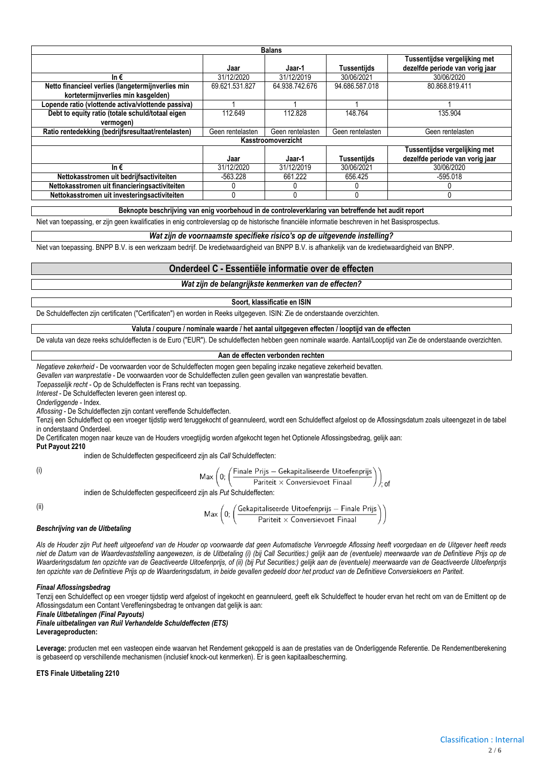| Balans | | | | |
|---|---|---|---|---|
| | Jaar | Jaar-1 | Tussentijds | Tussentijdse vergelijking met dezelfde periode van vorig jaar |
| In € | 31/12/2020 | 31/12/2019 | 30/06/2021 | 30/06/2020 |
| Netto financieel verlies (langetermijnverlies min kortetermijnverlies min kasgelden) | 69.621.531.827 | 64.938.742.676 | 94.686.587.018 | 80.868.819.411 |
| Lopende ratio (vlottende activa/vlottende passiva) | 1 | 1 | 1 | 1 |
| Debt to equity ratio (totale schuld/totaal eigen vermogen) | 112.649 | 112.828 | 148.764 | 135.904 |
| Ratio rentedekking (bedrijfsresultaat/rentelasten) | Geen rentelasten | Geen rentelasten | Geen rentelasten | Geen rentelasten |
| **Kasstroomoverzicht** | | | | |
| | Jaar | Jaar-1 | Tussentijds | Tussentijdse vergelijking met dezelfde periode van vorig jaar |
| In € | 31/12/2020 | 31/12/2019 | 30/06/2021 | 30/06/2020 |
| Nettokasstromen uit bedrijfsactiviteiten | -563.228 | 661.222 | 656.425 | -595.018 |
| Nettokasstromen uit financieringsactiviteiten | 0 | 0 | 0 | 0 |
| Nettokasstromen uit investeringsactiviteiten | 0 | 0 | 0 | 0 |

**Beknopte beschrijving van enig voorbehoud in de controleverklaring van betreffende het audit report**

Niet van toepassing, er zijn geen kwalificaties in enig controleverslag op de historische financiële informatie beschreven in het Basisprospectus.

***Wat zijn de voornaamste specifieke risico's op de uitgevende instelling?***

Niet van toepassing. BNPP B.V. is een werkzaam bedrijf. De kredietwaardigheid van BNPP B.V. is afhankelijk van de kredietwaardigheid van BNPP.

## Onderdeel C - Essentiële informatie over de effecten

***Wat zijn de belangrijkste kenmerken van de effecten?***

**Soort, klassificatie en ISIN**

De Schuldeffecten zijn certificaten ("Certificaten") en worden in Reeks uitgegeven. ISIN: Zie de onderstaande overzichten.

**Valuta / coupure / nominale waarde / het aantal uitgegeven effecten / looptijd van de effecten**

De valuta van deze reeks schuldeffecten is de Euro ("EUR"). De schuldeffecten hebben geen nominale waarde. Aantal/Looptijd van Zie de onderstaande overzichten.

**Aan de effecten verbonden rechten**

*Negatieve zekerheid* - De voorwaarden voor de Schuldeffecten mogen geen bepaling inzake negatieve zekerheid bevatten.

*Gevallen van wanprestatie* - De voorwaarden voor de Schuldeffecten zullen geen gevallen van wanprestatie bevatten.

*Toepasselijk recht* - Op de Schuldeffecten is Frans recht van toepassing.

*Interest* - De Schuldeffecten leveren geen interest op.

*Onderliggende* - Index.

*Aflossing* - De Schuldeffecten zijn contant vereffende Schuldeffecten.

Tenzij een Schuldeffect op een vroeger tijdstip werd teruggekocht of geannuleerd, wordt een Schuldeffect afgelost op de Aflossingsdatum zoals uiteengezet in de tabel in onderstaand Onderdeel.

De Certificaten mogen naar keuze van de Houders vroegtijdig worden afgekocht tegen het Optionele Aflossingsbedrag, gelijk aan:

**Put Payout 2210**

indien de Schuldeffecten gespecificeerd zijn als *Call* Schuldeffecten:

(i)

$$\text{Max}\left(0;\left(\frac{\text{Finale Prijs} - \text{Gekapitaliseerde Uitoefenprijs}}{\text{Pariteit} \times \text{Conversievoet Finaal}}\right)\right)\text{; of}$$

indien de Schuldeffecten gespecificeerd zijn als *Put* Schuldeffecten:

(ii)

$$\text{Max}\left(0;\left(\frac{\text{Gekapitaliseerde Uitoefenprijs} - \text{Finale Prijs}}{\text{Pariteit} \times \text{Conversievoet Finaal}}\right)\right)$$

***Beschrijving van de Uitbetaling***

*Als de Houder zijn Put heeft uitgeoefend van de Houder op voorwaarde dat geen Automatische Vervroegde Aflossing heeft voorgedaan en de Uitgever heeft reeds niet de Datum van de Waardevaststelling aangewezen, is de Uitbetaling (i) (bij Call Securities:) gelijk aan de (eventuele) meerwaarde van de Definitieve Prijs op de Waarderingsdatum ten opzichte van de Geactiveerde Uitoefenprijs, of (ii) (bij Put Securities:) gelijk aan de (eventuele) meerwaarde van de Geactiveerde Uitoefenprijs ten opzichte van de Definitieve Prijs op de Waarderingsdatum, in beide gevallen gedeeld door het product van de Definitieve Conversiekoers en Pariteit.*

***Finaal Aflossingsbedrag***

Tenzij een Schuldeffect op een vroeger tijdstip werd afgelost of ingekocht en geannuleerd, geeft elk Schuldeffect te houder ervan het recht om van de Emittent op de Aflossingsdatum een Contant Vereffeningsbedrag te ontvangen dat gelijk is aan:

***Finale Uitbetalingen (Final Payouts)***

***Finale uitbetalingen van Ruil Verhandelde Schuldeffecten (ETS)***

**Leverageproducten:**

**Leverage:** producten met een vasteopen einde waarvan het Rendement gekoppeld is aan de prestaties van de Onderliggende Referentie. De Rendementberekening is gebaseerd op verschillende mechanismen (inclusief knock-out kenmerken). Er is geen kapitaalbescherming.

**ETS Finale Uitbetaling 2210**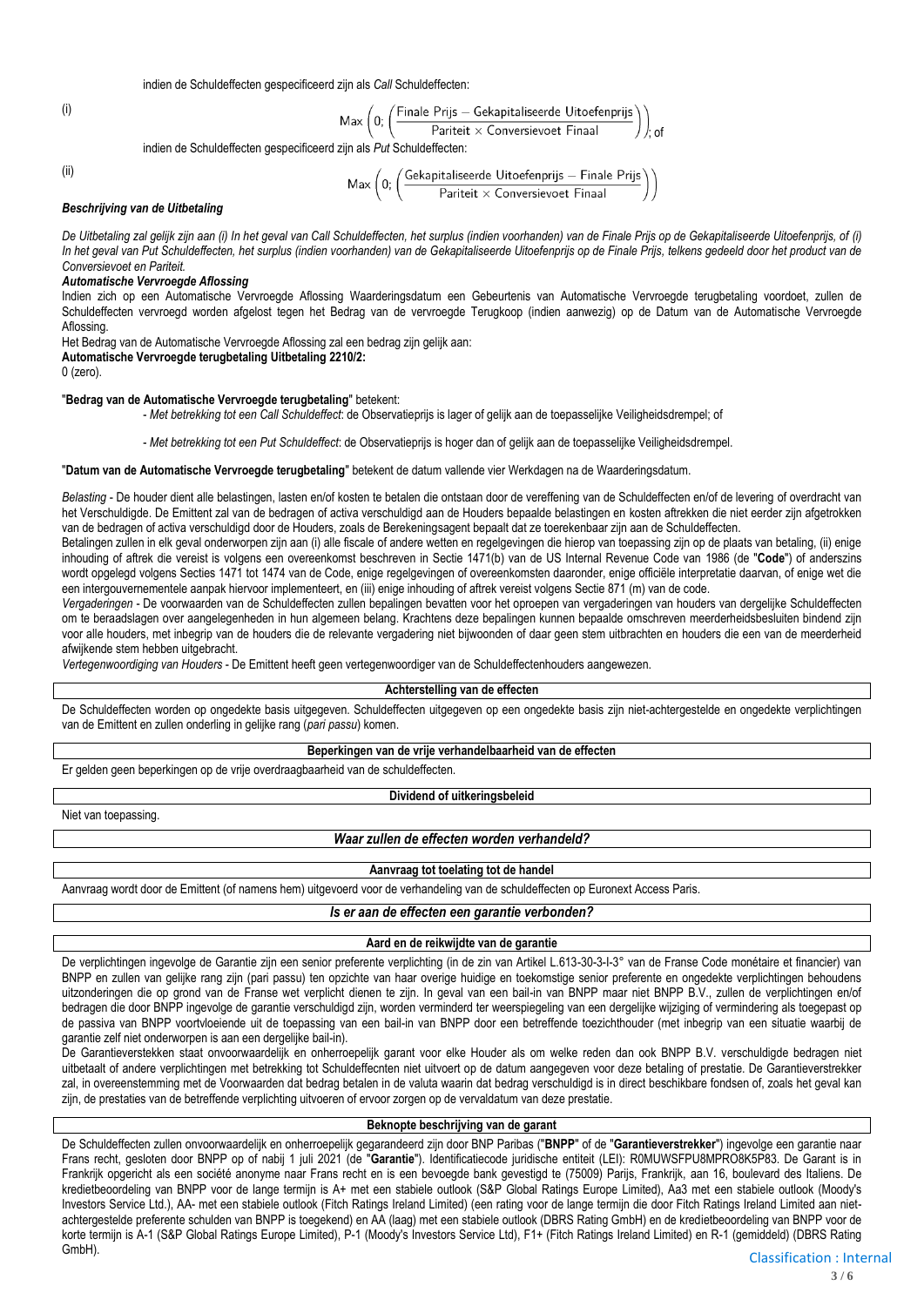indien de Schuldeffecten gespecificeerd zijn als *Call* Schuldeffecten:

(i)

$$\text{Max}\left(0; \left(\frac{\text{Finale Prijs} - \text{Gekapitaliseerde Uitoefenprijs}}{\text{Pariteit} \times \text{Conversievoet Finaal}}\right)\right); \text{of}$$

indien de Schuldeffecten gespecificeerd zijn als *Put* Schuldeffecten:

(ii)

$$\text{Max}\left(0; \left(\frac{\text{Gekapitaliseerde Uitoefenprijs} - \text{Finale Prijs}}{\text{Pariteit} \times \text{Conversievoet Finaal}}\right)\right)$$

***Beschrijving van de Uitbetaling***

*De Uitbetaling zal gelijk zijn aan (i) In het geval van Call Schuldeffecten, het surplus (indien voorhanden) van de Finale Prijs op de Gekapitaliseerde Uitoefenprijs, of (i) In het geval van Put Schuldeffecten, het surplus (indien voorhanden) van de Gekapitaliseerde Uitoefenprijs op de Finale Prijs, telkens gedeeld door het product van de Conversievoet en Pariteit.*

***Automatische Vervroegde Aflossing***

Indien zich op een Automatische Vervroegde Aflossing Waarderingsdatum een Gebeurtenis van Automatische Vervroegde terugbetaling voordoet, zullen de Schuldeffecten vervroegd worden afgelost tegen het Bedrag van de vervroegde Terugkoop (indien aanwezig) op de Datum van de Automatische Vervroegde Aflossing.

Het Bedrag van de Automatische Vervroegde Aflossing zal een bedrag zijn gelijk aan:

**Automatische Vervroegde terugbetaling Uitbetaling 2210/2:**

0 (zero).

"**Bedrag van de Automatische Vervroegde terugbetaling**" betekent:

- *Met betrekking tot een Call Schuldeffect*: de Observatieprijs is lager of gelijk aan de toepasselijke Veiligheidsdrempel; of

- *Met betrekking tot een Put Schuldeffect*: de Observatieprijs is hoger dan of gelijk aan de toepasselijke Veiligheidsdrempel.

"**Datum van de Automatische Vervroegde terugbetaling**" betekent de datum vallende vier Werkdagen na de Waarderingsdatum.

*Belasting* - De houder dient alle belastingen, lasten en/of kosten te betalen die ontstaan door de vereffening van de Schuldeffecten en/of de levering of overdracht van het Verschuldigde. De Emittent zal van de bedragen of activa verschuldigd aan de Houders bepaalde belastingen en kosten aftrekken die niet eerder zijn afgetrokken van de bedragen of activa verschuldigd door de Houders, zoals de Berekeningsagent bepaalt dat ze toerekenbaar zijn aan de Schuldeffecten.

Betalingen zullen in elk geval onderworpen zijn aan (i) alle fiscale of andere wetten en regelgevingen die hierop van toepassing zijn op de plaats van betaling, (ii) enige inhouding of aftrek die vereist is volgens een overeenkomst beschreven in Sectie 1471(b) van de US Internal Revenue Code van 1986 (de "**Code**") of anderszins wordt opgelegd volgens Secties 1471 tot 1474 van de Code, enige regelgevingen of overeenkomsten daaronder, enige officiële interpretatie daarvan, of enige wet die een intergouvernementele aanpak hiervoor implementeert, en (iii) enige inhouding of aftrek vereist volgens Sectie 871 (m) van de code.

*Vergaderingen* - De voorwaarden van de Schuldeffecten zullen bepalingen bevatten voor het oproepen van vergaderingen van houders van dergelijke Schuldeffecten om te beraadslagen over aangelegenheden in hun algemeen belang. Krachtens deze bepalingen kunnen bepaalde omschreven meerderheidsbesluiten bindend zijn voor alle houders, met inbegrip van de houders die de relevante vergadering niet bijwoonden of daar geen stem uitbrachten en houders die een van de meerderheid afwijkende stem hebben uitgebracht.

*Vertegenwoordiging van Houders* - De Emittent heeft geen vertegenwoordiger van de Schuldeffectenhouders aangewezen.

**Achterstelling van de effecten**

De Schuldeffecten worden op ongedekte basis uitgegeven. Schuldeffecten uitgegeven op een ongedekte basis zijn niet-achtergestelde en ongedekte verplichtingen van de Emittent en zullen onderling in gelijke rang (*pari passu*) komen.

**Beperkingen van de vrije verhandelbaarheid van de effecten**

Er gelden geen beperkingen op de vrije overdraagbaarheid van de schuldeffecten.

**Dividend of uitkeringsbeleid**

Niet van toepassing.

***Waar zullen de effecten worden verhandeld?***

**Aanvraag tot toelating tot de handel**

Aanvraag wordt door de Emittent (of namens hem) uitgevoerd voor de verhandeling van de schuldeffecten op Euronext Access Paris.

***Is er aan de effecten een garantie verbonden?***

**Aard en de reikwijdte van de garantie**

De verplichtingen ingevolge de Garantie zijn een senior preferente verplichting (in de zin van Artikel L.613-30-3-I-3° van de Franse Code monétaire et financier) van BNPP en zullen van gelijke rang zijn (pari passu) ten opzichte van haar overige huidige en toekomstige senior preferente en ongedekte verplichtingen behoudens uitzonderingen die op grond van de Franse wet verplicht dienen te zijn. In geval van een bail-in van BNPP maar niet BNPP B.V., zullen de verplichtingen en/of bedragen die door BNPP ingevolge de garantie verschuldigd zijn, worden verminderd ter weerspiegeling van een dergelijke wijziging of vermindering als toegepast op de passiva van BNPP voortvloeiende uit de toepassing van een bail-in van BNPP door een betreffende toezichthouder (met inbegrip van een situatie waarbij de garantie zelf niet onderworpen is aan een dergelijke bail-in).

De Garantieverstekken staat onvoorwaardelijk en onherroepelijk garant voor elke Houder als om welke reden dan ook BNPP B.V. verschuldigde bedragen niet uitbetaalt of andere verplichtingen met betrekking tot Schuldeffecnten niet uitvoert op de datum aangegeven voor deze betaling of prestatie. De Garantieverstrekker zal, in overeenstemming met de Voorwaarden dat bedrag betalen in de valuta waarin dat bedrag verschuldigd is in direct beschikbare fondsen of, zoals het geval kan zijn, de prestaties van de betreffende verplichting uitvoeren of ervoor zorgen op de vervaldatum van deze prestatie.

**Beknopte beschrijving van de garant**

De Schuldeffecten zullen onvoorwaardelijk en onherroepelijk gegarandeerd zijn door BNP Paribas ("**BNPP**" of de "**Garantieverstrekker**") ingevolge een garantie naar Frans recht, gesloten door BNPP op of nabij 1 juli 2021 (de "**Garantie**"). Identificatiecode juridische entiteit (LEI): R0MUWSFPU8MPRO8K5P83. De Garant is in Frankrijk opgericht als een société anonyme naar Frans recht en is een bevoegde bank gevestigd te (75009) Parijs, Frankrijk, aan 16, boulevard des Italiens. De kredietbeoordeling van BNPP voor de lange termijn is A+ met een stabiele outlook (S&P Global Ratings Europe Limited), Aa3 met een stabiele outlook (Moody's Investors Service Ltd.), AA- met een stabiele outlook (Fitch Ratings Ireland Limited) (een rating voor de lange termijn die door Fitch Ratings Ireland Limited aan niet-achtergestelde preferente schulden van BNPP is toegekend) en AA (laag) met een stabiele outlook (DBRS Rating GmbH) en de kredietbeoordeling van BNPP voor de korte termijn is A-1 (S&P Global Ratings Europe Limited), P-1 (Moody's Investors Service Ltd), F1+ (Fitch Ratings Ireland Limited) en R-1 (gemiddeld) (DBRS Rating GmbH).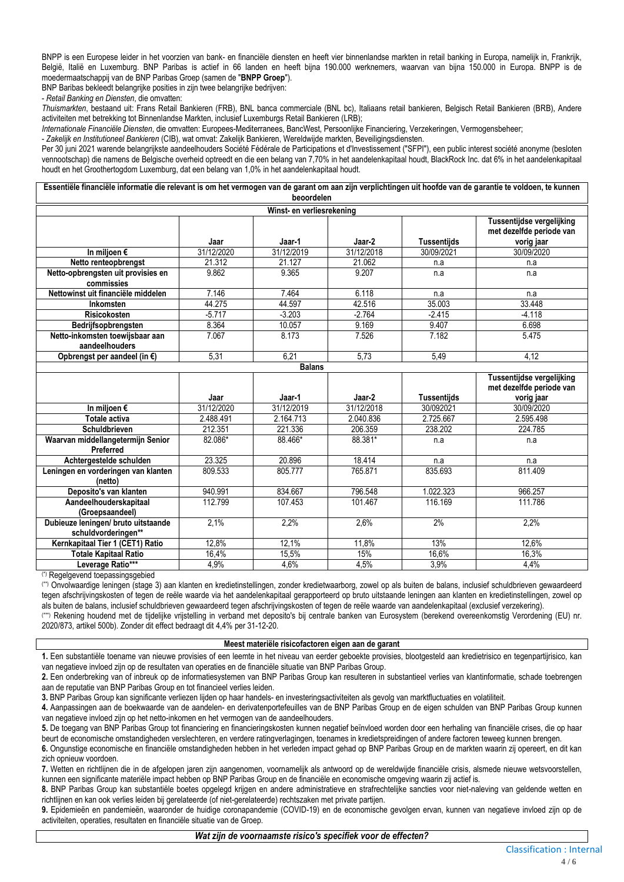BNPP is een Europese leider in het voorzien van bank- en financiële diensten en heeft vier binnenlandse markten in retail banking in Europa, namelijk in, Frankrijk, België, Italië en Luxemburg. BNP Paribas is actief in 66 landen en heeft bijna 190.000 werknemers, waarvan van bijna 150.000 in Europa. BNPP is de moedermaatschappij van de BNP Paribas Groep (samen de "**BNPP Groep**").

BNP Bariba bekleedt belangrijke posities in zijn twee belangrijke bedrijven:

- *Retail Banking en Diensten*, die omvatten:

*Thuismarkten*, bestaand uit: Frans Retail Bankieren (FRB), BNL banca commerciale (BNL bc), Italiaans retail bankieren, Belgisch Retail Bankieren (BRB), Andere activiteiten met betrekking tot Binnenlandse Markten, inclusief Luxemburgs Retail Bankieren (LRB);

*Internationale Financiële Diensten*, die omvatten: Europees-Mediterranees, BancWest, Persoonlijke Financiering, Verzekeringen, Vermogensbeheer;

- *Zakelijk en Institutioneel Bankieren* (CIB), wat omvat: Zakelijk Bankieren, Wereldwijde markten, Beveiligingsdiensten.

Per 30 juni 2021 warende belangrijkste aandeelhouders Société Fédérale de Participations et d'Investissement ("SFPI"), een public interest société anonyme (besloten vennootschap) die namens de Belgische overheid optreedt en die een belang van 7,70% in het aandelenkapitaal houdt, BlackRock Inc. dat 6% in het aandelenkapitaal houdt en het Groothertogdom Luxemburg, dat een belang van 1,0% in het aandelenkapitaal houdt.

**Essentiële financiële informatie die relevant is om het vermogen van de garant om aan zijn verplichtingen uit hoofde van de garantie te voldoen, te kunnen beoordelen**

**Winst- en verliesrekening**

| | Jaar | Jaar-1 | Jaar-2 | Tussentijds | Tussentijdse vergelijking met dezelfde periode van vorig jaar |
|---|---|---|---|---|---|
| **In miljoen €** | 31/12/2020 | 31/12/2019 | 31/12/2018 | 30/09/2021 | 30/09/2020 |
| **Netto renteopbrengst** | 21.312 | 21.127 | 21.062 | n.a | n.a |
| **Netto-opbrengsten uit provisies en commissies** | 9.862 | 9.365 | 9.207 | n.a | n.a |
| **Nettowinst uit financiële middelen** | 7.146 | 7.464 | 6.118 | n.a | n.a |
| **Inkomsten** | 44.275 | 44.597 | 42.516 | 35.003 | 33.448 |
| **Risicokosten** | -5.717 | -3.203 | -2.764 | -2.415 | -4.118 |
| **Bedrijfsopbrengsten** | 8.364 | 10.057 | 9.169 | 9.407 | 6.698 |
| **Netto-inkomsten toewijsbaar aan aandeelhouders** | 7.067 | 8.173 | 7.526 | 7.182 | 5.475 |
| **Opbrengst per aandeel (in €)** | 5,31 | 6,21 | 5,73 | 5,49 | 4,12 |

**Balans**

| | Jaar | Jaar-1 | Jaar-2 | Tussentijds | Tussentijdse vergelijking met dezelfde periode van vorig jaar |
|---|---|---|---|---|---|
| **In miljoen €** | 31/12/2020 | 31/12/2019 | 31/12/2018 | 30/092021 | 30/09/2020 |
| **Totale activa** | 2.488.491 | 2.164.713 | 2.040.836 | 2.725.667 | 2.595.498 |
| **Schuldbrieven** | 212.351 | 221.336 | 206.359 | 238.202 | 224.785 |
| **Waarvan middellangetermijn Senior Preferred** | 82.086* | 88.466* | 88.381* | n.a | n.a |
| **Achtergestelde schulden** | 23.325 | 20.896 | 18.414 | n.a | n.a |
| **Leningen en vorderingen van klanten (netto)** | 809.533 | 805.777 | 765.871 | 835.693 | 811.409 |
| **Deposito's van klanten** | 940.991 | 834.667 | 796.548 | 1.022.323 | 966.257 |
| **Aandeelhouderskapitaal (Groepsaandeel)** | 112.799 | 107.453 | 101.467 | 116.169 | 111.786 |
| **Dubieuze leningen/ bruto uitstaande schuldvorderingen\*\*** | 2,1% | 2,2% | 2,6% | 2% | 2,2% |
| **Kernkapitaal Tier 1 (CET1) Ratio** | 12,8% | 12,1% | 11,8% | 13% | 12,6% |
| **Totale Kapitaal Ratio** | 16,4% | 15,5% | 15% | 16,6% | 16,3% |
| **Leverage Ratio\*\*\*** | 4,9% | 4,6% | 4,5% | 3,9% | 4,4% |

(*) Regelgevend toepassingsgebied

(**) Onvolwaardige leningen (stage 3) aan klanten en kredietinstellingen, zonder kredietwaarborg, zowel op als buiten de balans, inclusief schuldbrieven gewaardeerd tegen afschrijvingskosten of tegen de reële waarde via het aandelenkapitaal gerapporteerd op bruto uitstaande leningen aan klanten en kredietinstellingen, zowel op als buiten de balans, inclusief schuldbrieven gewaardeerd tegen afschrijvingskosten of tegen de reële waarde van aandelenkapitaal (exclusief verzekering).

(***) Rekening houdend met de tijdelijke vrijstelling in verband met deposito's bij centrale banken van Eurosystem (berekend overeenkomstig Verordening (EU) nr. 2020/873, artikel 500b). Zonder dit effect bedraagt dit 4,4% per 31-12-20.

**Meest materiële risicofactoren eigen aan de garant**

**1.** Een substantiële toename van nieuwe provisies of een leemte in het niveau van eerder geboekte provisies, blootgesteld aan kredietrisico en tegenpartijrisico, kan van negatieve invloed zijn op de resultaten van operaties en de financiële situatie van BNP Paribas Group.

**2.** Een onderbreking van of inbreuk op de informatiesystemen van BNP Paribas Group kan resulteren in substantieel verlies van klantinformatie, schade toebrengen aan de reputatie van BNP Paribas Group en tot financieel verlies leiden.

**3.** BNP Paribas Group kan significante verliezen lijden op haar handels- en investeringsactiviteiten als gevolg van marktfluctuaties en volatiliteit.

**4.** Aanpassingen aan de boekwaarde van de aandelen- en derivatenportefeuilles van de BNP Paribas Group en de eigen schulden van BNP Paribas Group kunnen van negatieve invloed zijn op het netto-inkomen en het vermogen van de aandeelhouders.

**5.** De toegang van BNP Paribas Group tot financiering en financieringskosten kunnen negatief beïnvloed worden door een herhaling van financiële crises, die op haar beurt de economische omstandigheden verslechteren, en verdere ratingverlagingen, toenames in kredietspreidingen of andere factoren teweeg kunnen brengen.

**6.** Ongunstige economische en financiële omstandigheden hebben in het verleden impact gehad op BNP Paribas Group en de markten waarin zij opereert, en dit kan zich opnieuw voordoen.

**7.** Wetten en richtlijnen die in de afgelopen jaren zijn aangenomen, voornamelijk als antwoord op de wereldwijde financiële crisis, alsmede nieuwe wetsvoorstellen, kunnen een significante materiële impact hebben op BNP Paribas Group en de financiële en economische omgeving waarin zij actief is.

**8.** BNP Paribas Group kan substantiële boetes opgelegd krijgen en andere administratieve en strafrechtelijke sancties voor niet-naleving van geldende wetten en richtlijnen en kan ook verlies leiden bij gerelateerde (of niet-gerelateerde) rechtszaken met private partijen.

**9.** Epidemieën en pandemieën, waaronder de huidige coronapandemie (COVID-19) en de economische gevolgen ervan, kunnen van negatieve invloed zijn op de activiteiten, operaties, resultaten en financiële situatie van de Groep.

***Wat zijn de voornaamste risico's specifiek voor de effecten?***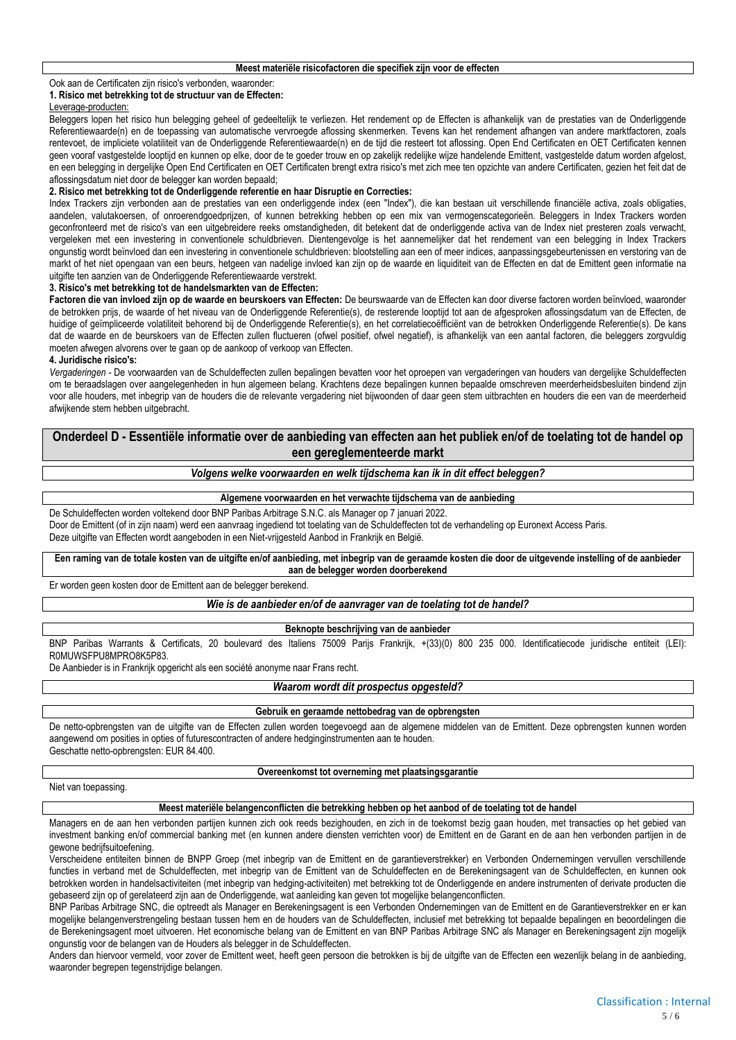### Meest materiële risicofactoren die specifiek zijn voor de effecten

Ook aan de Certificaten zijn risico's verbonden, waaronder:

**1. Risico met betrekking tot de structuur van de Effecten:**

Leverage-producten:

Beleggers lopen het risico hun belegging geheel of gedeeltelijk te verliezen. Het rendement op de Effecten is afhankelijk van de prestaties van de Onderliggende Referentiewaarde(n) en de toepassing van automatische vervroegde aflossing skenmerken. Tevens kan het rendement afhangen van andere marktfactoren, zoals rentevoet, de impliciete volatiliteit van de Onderliggende Referentiewaarde(n) en de tijd die resteert tot aflossing. Open End Certificaten en OET Certificaten kennen geen vooraf vastgestelde looptijd en kunnen op elke, door de te goeder trouw en op zakelijk redelijke wijze handelende Emittent, vastgestelde datum worden afgelost, en een belegging in dergelijke Open End Certificaten en OET Certificaten brengt extra risico's met zich mee ten opzichte van andere Certificaten, gezien het feit dat de aflossingsdatum niet door de belegger kan worden bepaald;

**2. Risico met betrekking tot de Onderliggende referentie en haar Disruptie en Correcties:**

Index Trackers zijn verbonden aan de prestaties van een onderliggende index (een "Index"), die kan bestaan uit verschillende financiële activa, zoals obligaties, aandelen, valutakoersen, of onroerendgoedprijzen, of kunnen betrekking hebben op een mix van vermogenscategorieën. Beleggers in Index Trackers worden geconfronteerd met de risico's van een uitgebreidere reeks omstandigheden, dit betekent dat de onderliggende activa van de Index niet presteren zoals verwacht, vergeleken met een investering in conventionele schuldbrieven. Dientengevolge is het aannemelijker dat het rendement van een belegging in Index Trackers ongunstig wordt beïnvloed dan een investering in conventionele schuldbrieven: blootstelling aan een of meer indices, aanpassingsgebeurtenissen en verstoring van de markt of het niet opengaan van een beurs, hetgeen van nadelige invloed kan zijn op de waarde en liquiditeit van de Effecten en dat de Emittent geen informatie na uitgifte ten aanzien van de Onderliggende Referentiewaarde verstrekt.

**3. Risico's met betrekking tot de handelsmarkten van de Effecten:**

**Factoren die van invloed zijn op de waarde en beurskoers van Effecten:** De beurswaarde van de Effecten kan door diverse factoren worden beïnvloed, waaronder de betrokken prijs, de waarde of het niveau van de Onderliggende Referentie(s), de resterende looptijd tot aan de afgesproken aflossingsdatum van de Effecten, de huidige of geïmpliceerde volatiliteit behorend bij de Onderliggende Referentie(s), en het correlatiecoëfficiënt van de betrokken Onderliggende Referentie(s). De kans dat de waarde en de beurskoers van de Effecten zullen fluctueren (ofwel positief, ofwel negatief), is afhankelijk van een aantal factoren, die beleggers zorgvuldig moeten afwegen alvorens over te gaan op de aankoop of verkoop van Effecten.

**4. Juridische risico's:**

*Vergaderingen* - De voorwaarden van de Schuldeffecten zullen bepalingen bevatten voor het oproepen van vergaderingen van houders van dergelijke Schuldeffecten om te beraadslagen over aangelegenheden in hun algemeen belang. Krachtens deze bepalingen kunnen bepaalde omschreven meerderheidsbesluiten bindend zijn voor alle houders, met inbegrip van de houders die de relevante vergadering niet bijwoonden of daar geen stem uitbrachten en houders die een van de meerderheid afwijkende stem hebben uitgebracht.

## Onderdeel D - Essentiële informatie over de aanbieding van effecten aan het publiek en/of de toelating tot de handel op een gereglementeerde markt

### *Volgens welke voorwaarden en welk tijdschema kan ik in dit effect beleggen?*

#### Algemene voorwaarden en het verwachte tijdschema van de aanbieding

De Schuldeffecten worden voltekend door BNP Paribas Arbitrage S.N.C. als Manager op 7 januari 2022.

Door de Emittent (of in zijn naam) werd een aanvraag ingediend tot toelating van de Schuldeffecten tot de verhandeling op Euronext Access Paris.

Deze uitgifte van Effecten wordt aangeboden in een Niet-vrijgesteld Aanbod in Frankrijk en België.

#### Een raming van de totale kosten van de uitgifte en/of aanbieding, met inbegrip van de geraamde kosten die door de uitgevende instelling of de aanbieder aan de belegger worden doorberekend

Er worden geen kosten door de Emittent aan de belegger berekend.

### *Wie is de aanbieder en/of de aanvrager van de toelating tot de handel?*

#### Beknopte beschrijving van de aanbieder

BNP Paribas Warrants & Certificats, 20 boulevard des Italiens 75009 Parijs Frankrijk, +(33)(0) 800 235 000. Identificatiecode juridische entiteit (LEI): R0MUWSFPU8MPRO8K5P83.

De Aanbieder is in Frankrijk opgericht als een société anonyme naar Frans recht.

### *Waarom wordt dit prospectus opgesteld?*

#### Gebruik en geraamde nettobedrag van de opbrengsten

De netto-opbrengsten van de uitgifte van de Effecten zullen worden toegevoegd aan de algemene middelen van de Emittent. Deze opbrengsten kunnen worden aangewend om posities in opties of futurescontracten of andere hedginginstrumenten aan te houden.

Geschatte netto-opbrengsten: EUR 84.400.

#### Overeenkomst tot overneming met plaatsingsgarantie

Niet van toepassing.

#### Meest materiële belangenconflicten die betrekking hebben op het aanbod of de toelating tot de handel

Managers en de aan hen verbonden partijen kunnen zich ook reeds bezighouden, en zich in de toekomst bezig gaan houden, met transacties op het gebied van investment banking en/of commercial banking met (en kunnen andere diensten verrichten voor) de Emittent en de Garant en de aan hen verbonden partijen in de gewone bedrijfsuitoefening.

Verscheidene entiteiten binnen de BNPP Groep (met inbegrip van de Emittent en de garantieverstrekker) en Verbonden Ondernemingen vervullen verschillende functies in verband met de Schuldeffecten, met inbegrip van de Emittent van de Schuldeffecten en de Berekeningsagent van de Schuldeffecten, en kunnen ook betrokken worden in handelsactiviteiten (met inbegrip van hedging-activiteiten) met betrekking tot de Onderliggende en andere instrumenten of derivate producten die gebaseerd zijn op of gerelateerd zijn aan de Onderliggende, wat aanleiding kan geven tot mogelijke belangenconflicten.

BNP Paribas Arbitrage SNC, die optreedt als Manager en Berekeningsagent is een Verbonden Ondernemingen van de Emittent en de Garantieverstrekker en er kan mogelijke belangenverstrengeling bestaan tussen hem en de houders van de Schuldeffecten, inclusief met betrekking tot bepaalde bepalingen en beoordelingen die de Berekeningsagent moet uitvoeren. Het economische belang van de Emittent en van BNP Paribas Arbitrage SNC als Manager en Berekeningsagent zijn mogelijk ongunstig voor de belangen van de Houders als belegger in de Schuldeffecten.

Anders dan hiervoor vermeld, voor zover de Emittent weet, heeft geen persoon die betrokken is bij de uitgifte van de Effecten een wezenlijk belang in de aanbieding, waaronder begrepen tegenstrijdige belangen.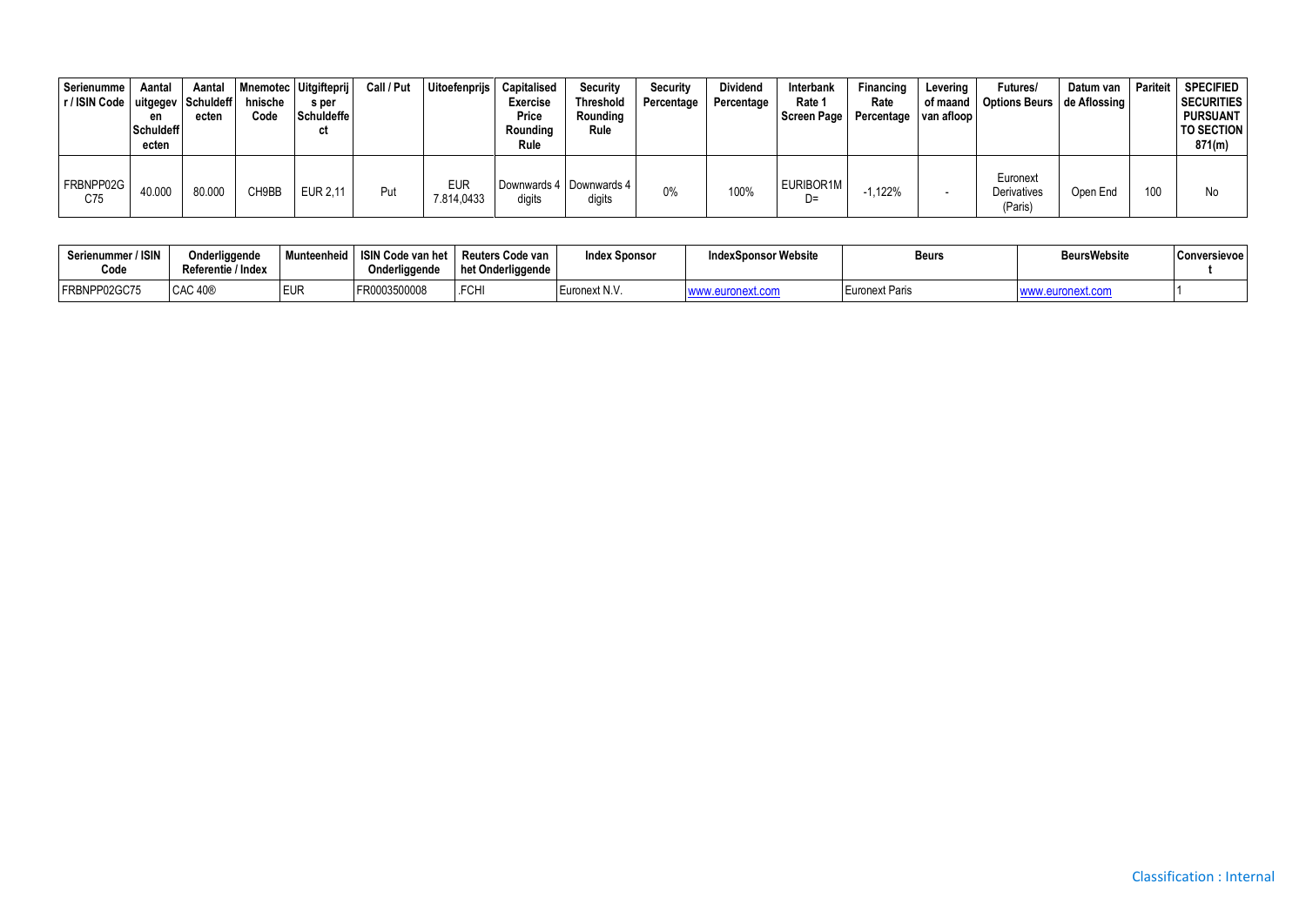| Serienummer / ISIN Code | Aantal uitgegeven Schuldeffecten | Aantal Schuldeffecten | Mnemotechnische Code | Uitgifteprijs per Schuldeffect | Call / Put | Uitoefenprijs | Capitalised Exercise Price Rounding Rule | Security Threshold Rounding Rule | Security Percentage | Dividend Percentage | Interbank Rate 1 Screen Page | Financing Rate Percentage | Levering of maand van afloop | Futures/ Options Beurs | Datum van de Aflossing | Pariteit | SPECIFIED SECURITIES PURSUANT TO SECTION 871(m) |
|---|---|---|---|---|---|---|---|---|---|---|---|---|---|---|---|---|---|
| FRBNPP02GC75 | 40.000 | 80.000 | CH9BB | EUR 2,11 | Put | EUR 7.814,0433 | Downwards 4 digits | Downwards 4 digits | 0% | 100% | EURIBOR1MD= | -1,122% | - | Euronext Derivatives (Paris) | Open End | 100 | No |

| Serienummer / ISIN Code | Onderliggende Referentie / Index | Munteenheid | ISIN Code van het Onderliggende | Reuters Code van het Onderliggende | Index Sponsor | IndexSponsor Website | Beurs | BeursWebsite | Conversievoet |
|---|---|---|---|---|---|---|---|---|---|
| FRBNPP02GC75 | CAC 40® | EUR | FR0003500008 | .FCHI | Euronext N.V. | www.euronext.com | Euronext Paris | www.euronext.com | 1 |